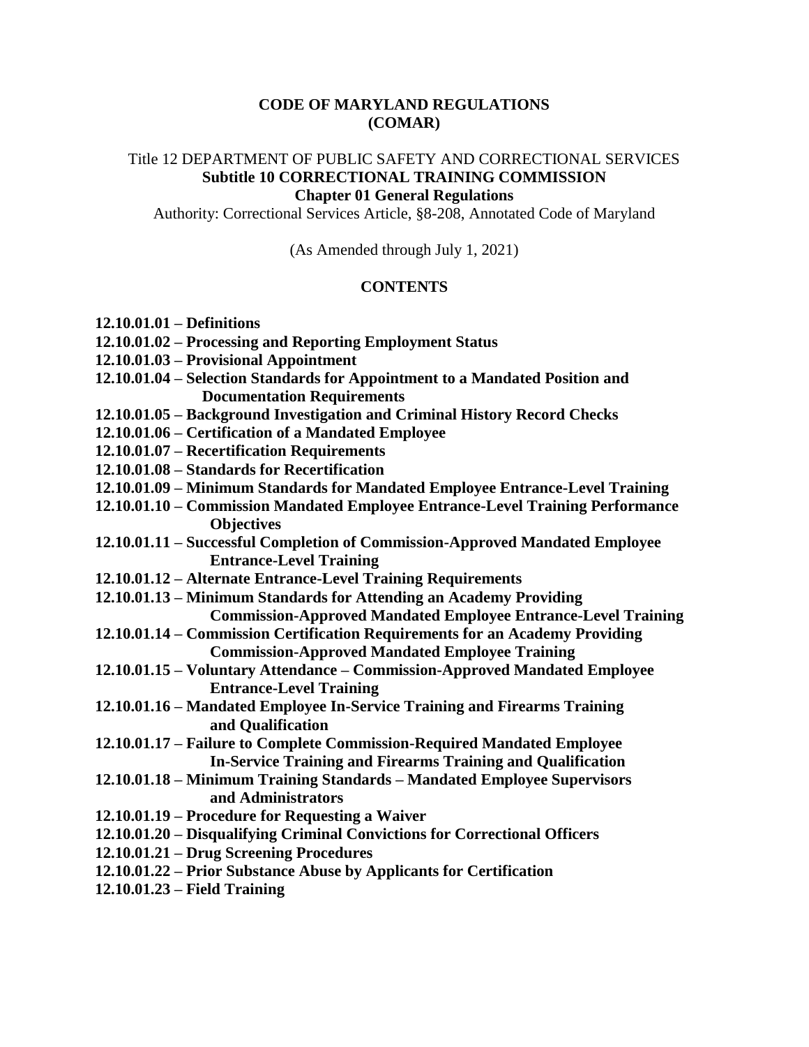# CODE OF MARYLAND REGULATIONS (COMAR)

Title 12 DEPARTMENT OF PUBLIC SAFETY AND CORRECTIONAL SERVICES
**Subtitle 10 CORRECTIONAL TRAINING COMMISSION**
**Chapter 01 General Regulations**
Authority: Correctional Services Article, §8-208, Annotated Code of Maryland

(As Amended through July 1, 2021)

## CONTENTS

**12.10.01.01 – Definitions**
**12.10.01.02 – Processing and Reporting Employment Status**
**12.10.01.03 – Provisional Appointment**
**12.10.01.04 – Selection Standards for Appointment to a Mandated Position and Documentation Requirements**
**12.10.01.05 – Background Investigation and Criminal History Record Checks**
**12.10.01.06 – Certification of a Mandated Employee**
**12.10.01.07 – Recertification Requirements**
**12.10.01.08 – Standards for Recertification**
**12.10.01.09 – Minimum Standards for Mandated Employee Entrance-Level Training**
**12.10.01.10 – Commission Mandated Employee Entrance-Level Training Performance Objectives**
**12.10.01.11 – Successful Completion of Commission-Approved Mandated Employee Entrance-Level Training**
**12.10.01.12 – Alternate Entrance-Level Training Requirements**
**12.10.01.13 – Minimum Standards for Attending an Academy Providing Commission-Approved Mandated Employee Entrance-Level Training**
**12.10.01.14 – Commission Certification Requirements for an Academy Providing Commission-Approved Mandated Employee Training**
**12.10.01.15 – Voluntary Attendance – Commission-Approved Mandated Employee Entrance-Level Training**
**12.10.01.16 – Mandated Employee In-Service Training and Firearms Training and Qualification**
**12.10.01.17 – Failure to Complete Commission-Required Mandated Employee In-Service Training and Firearms Training and Qualification**
**12.10.01.18 – Minimum Training Standards – Mandated Employee Supervisors and Administrators**
**12.10.01.19 – Procedure for Requesting a Waiver**
**12.10.01.20 – Disqualifying Criminal Convictions for Correctional Officers**
**12.10.01.21 – Drug Screening Procedures**
**12.10.01.22 – Prior Substance Abuse by Applicants for Certification**
**12.10.01.23 – Field Training**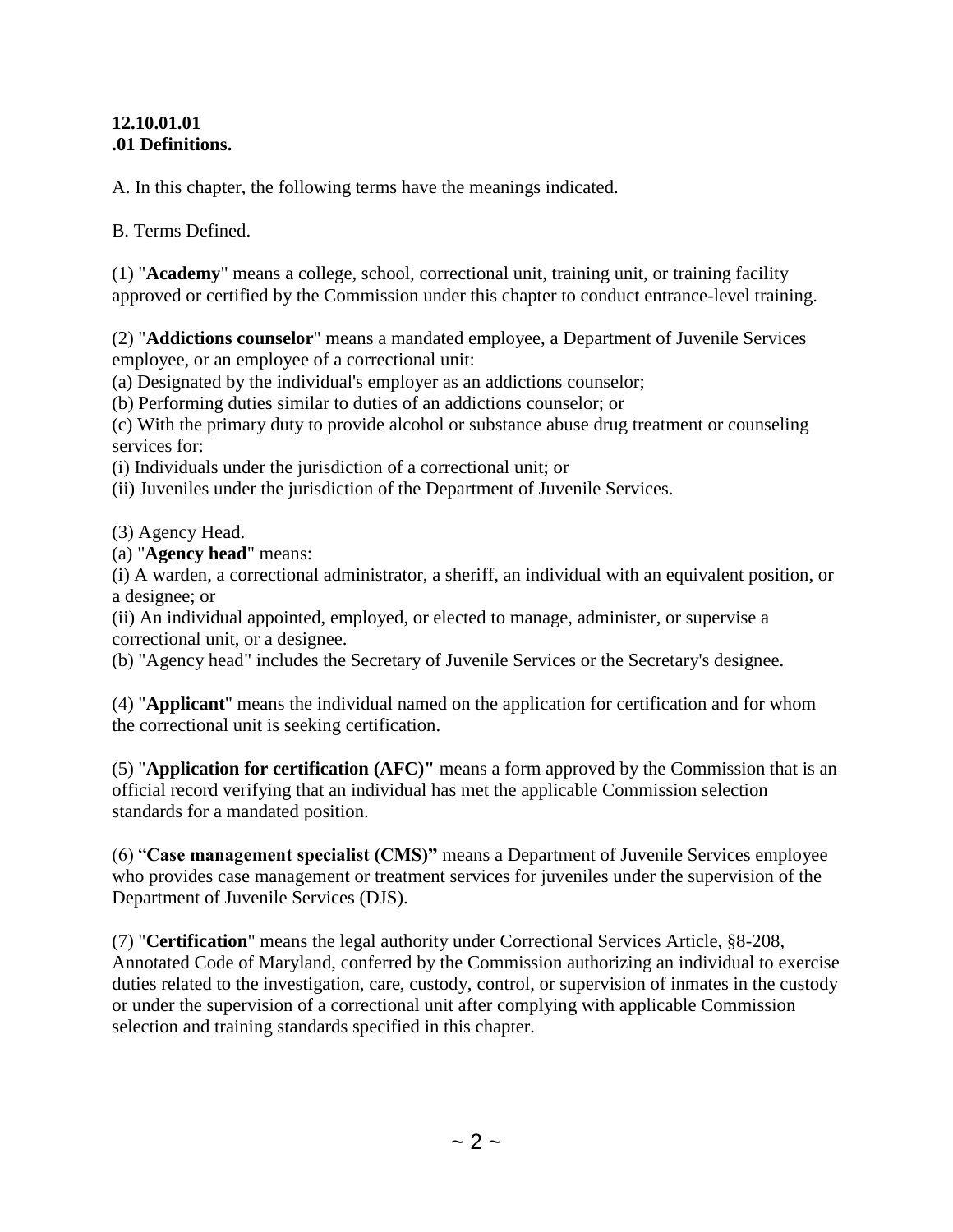**12.10.01.01**
**.01 Definitions.**

A. In this chapter, the following terms have the meanings indicated.

B. Terms Defined.

(1) "**Academy**" means a college, school, correctional unit, training unit, or training facility approved or certified by the Commission under this chapter to conduct entrance-level training.

(2) "**Addictions counselor**" means a mandated employee, a Department of Juvenile Services employee, or an employee of a correctional unit:
(a) Designated by the individual's employer as an addictions counselor;
(b) Performing duties similar to duties of an addictions counselor; or
(c) With the primary duty to provide alcohol or substance abuse drug treatment or counseling services for:
(i) Individuals under the jurisdiction of a correctional unit; or
(ii) Juveniles under the jurisdiction of the Department of Juvenile Services.

(3) Agency Head.
(a) "**Agency head**" means:
(i) A warden, a correctional administrator, a sheriff, an individual with an equivalent position, or a designee; or
(ii) An individual appointed, employed, or elected to manage, administer, or supervise a correctional unit, or a designee.
(b) "Agency head" includes the Secretary of Juvenile Services or the Secretary's designee.

(4) "**Applicant**" means the individual named on the application for certification and for whom the correctional unit is seeking certification.

(5) "**Application for certification (AFC)"** means a form approved by the Commission that is an official record verifying that an individual has met the applicable Commission selection standards for a mandated position.

(6) "**Case management specialist (CMS)"** means a Department of Juvenile Services employee who provides case management or treatment services for juveniles under the supervision of the Department of Juvenile Services (DJS).

(7) "**Certification**" means the legal authority under Correctional Services Article, §8-208, Annotated Code of Maryland, conferred by the Commission authorizing an individual to exercise duties related to the investigation, care, custody, control, or supervision of inmates in the custody or under the supervision of a correctional unit after complying with applicable Commission selection and training standards specified in this chapter.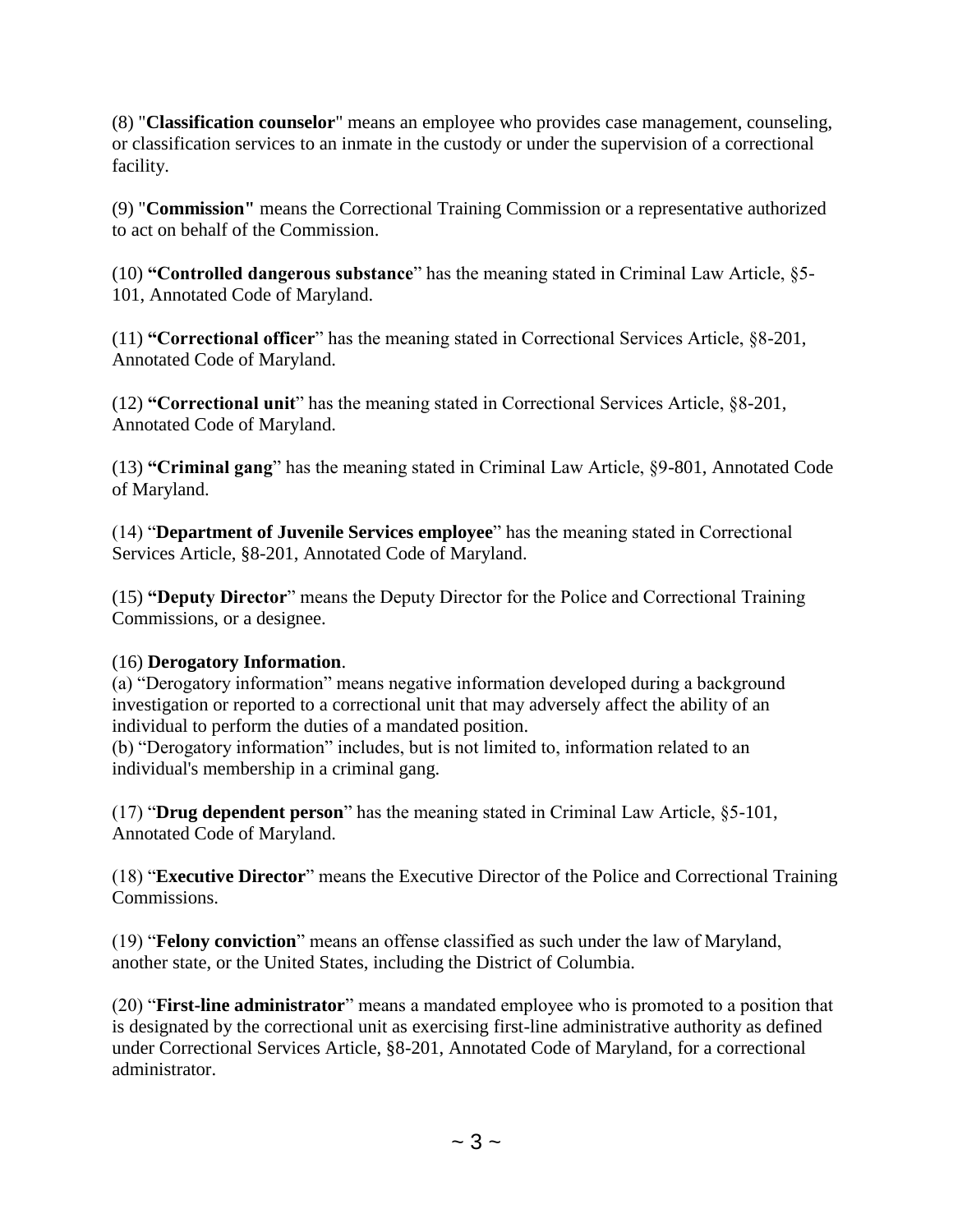(8) "**Classification counselor**" means an employee who provides case management, counseling, or classification services to an inmate in the custody or under the supervision of a correctional facility.

(9) "**Commission"** means the Correctional Training Commission or a representative authorized to act on behalf of the Commission.

(10) **"Controlled dangerous substance**" has the meaning stated in Criminal Law Article, §5-101, Annotated Code of Maryland.

(11) **"Correctional officer**" has the meaning stated in Correctional Services Article, §8-201, Annotated Code of Maryland.

(12) **"Correctional unit**" has the meaning stated in Correctional Services Article, §8-201, Annotated Code of Maryland.

(13) **"Criminal gang**" has the meaning stated in Criminal Law Article, §9-801, Annotated Code of Maryland.

(14) "**Department of Juvenile Services employee**" has the meaning stated in Correctional Services Article, §8-201, Annotated Code of Maryland.

(15) **"Deputy Director**" means the Deputy Director for the Police and Correctional Training Commissions, or a designee.

(16) **Derogatory Information**.

(a) "Derogatory information" means negative information developed during a background investigation or reported to a correctional unit that may adversely affect the ability of an individual to perform the duties of a mandated position.

(b) "Derogatory information" includes, but is not limited to, information related to an individual's membership in a criminal gang.

(17) "**Drug dependent person**" has the meaning stated in Criminal Law Article, §5-101, Annotated Code of Maryland.

(18) "**Executive Director**" means the Executive Director of the Police and Correctional Training Commissions.

(19) "**Felony conviction**" means an offense classified as such under the law of Maryland, another state, or the United States, including the District of Columbia.

(20) "**First-line administrator**" means a mandated employee who is promoted to a position that is designated by the correctional unit as exercising first-line administrative authority as defined under Correctional Services Article, §8-201, Annotated Code of Maryland, for a correctional administrator.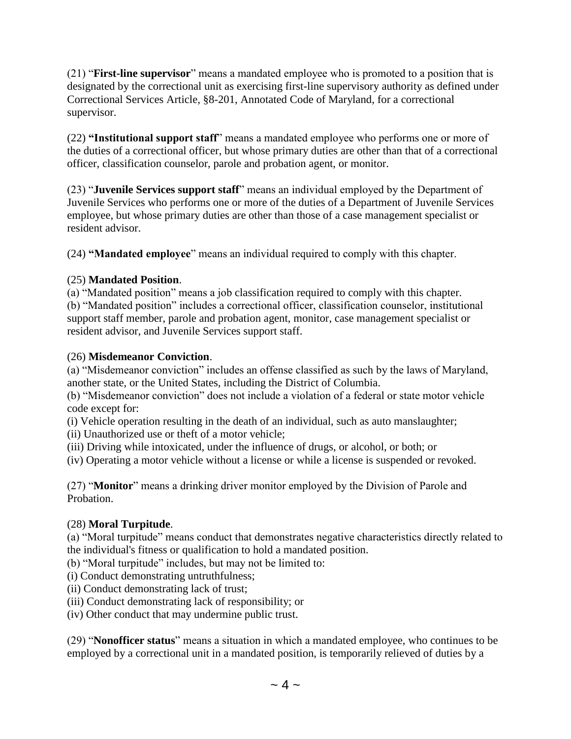(21) "**First-line supervisor**" means a mandated employee who is promoted to a position that is designated by the correctional unit as exercising first-line supervisory authority as defined under Correctional Services Article, §8-201, Annotated Code of Maryland, for a correctional supervisor.

(22) **"Institutional support staff**" means a mandated employee who performs one or more of the duties of a correctional officer, but whose primary duties are other than that of a correctional officer, classification counselor, parole and probation agent, or monitor.

(23) "**Juvenile Services support staff**" means an individual employed by the Department of Juvenile Services who performs one or more of the duties of a Department of Juvenile Services employee, but whose primary duties are other than those of a case management specialist or resident advisor.

(24) **"Mandated employee**" means an individual required to comply with this chapter.

(25) **Mandated Position**.
(a) "Mandated position" means a job classification required to comply with this chapter.
(b) "Mandated position" includes a correctional officer, classification counselor, institutional support staff member, parole and probation agent, monitor, case management specialist or resident advisor, and Juvenile Services support staff.

(26) **Misdemeanor Conviction**.
(a) "Misdemeanor conviction" includes an offense classified as such by the laws of Maryland, another state, or the United States, including the District of Columbia.
(b) "Misdemeanor conviction" does not include a violation of a federal or state motor vehicle code except for:
(i) Vehicle operation resulting in the death of an individual, such as auto manslaughter;
(ii) Unauthorized use or theft of a motor vehicle;
(iii) Driving while intoxicated, under the influence of drugs, or alcohol, or both; or
(iv) Operating a motor vehicle without a license or while a license is suspended or revoked.

(27) "**Monitor**" means a drinking driver monitor employed by the Division of Parole and Probation.

(28) **Moral Turpitude**.
(a) "Moral turpitude" means conduct that demonstrates negative characteristics directly related to the individual's fitness or qualification to hold a mandated position.
(b) "Moral turpitude" includes, but may not be limited to:
(i) Conduct demonstrating untruthfulness;
(ii) Conduct demonstrating lack of trust;
(iii) Conduct demonstrating lack of responsibility; or
(iv) Other conduct that may undermine public trust.

(29) "**Nonofficer status**" means a situation in which a mandated employee, who continues to be employed by a correctional unit in a mandated position, is temporarily relieved of duties by a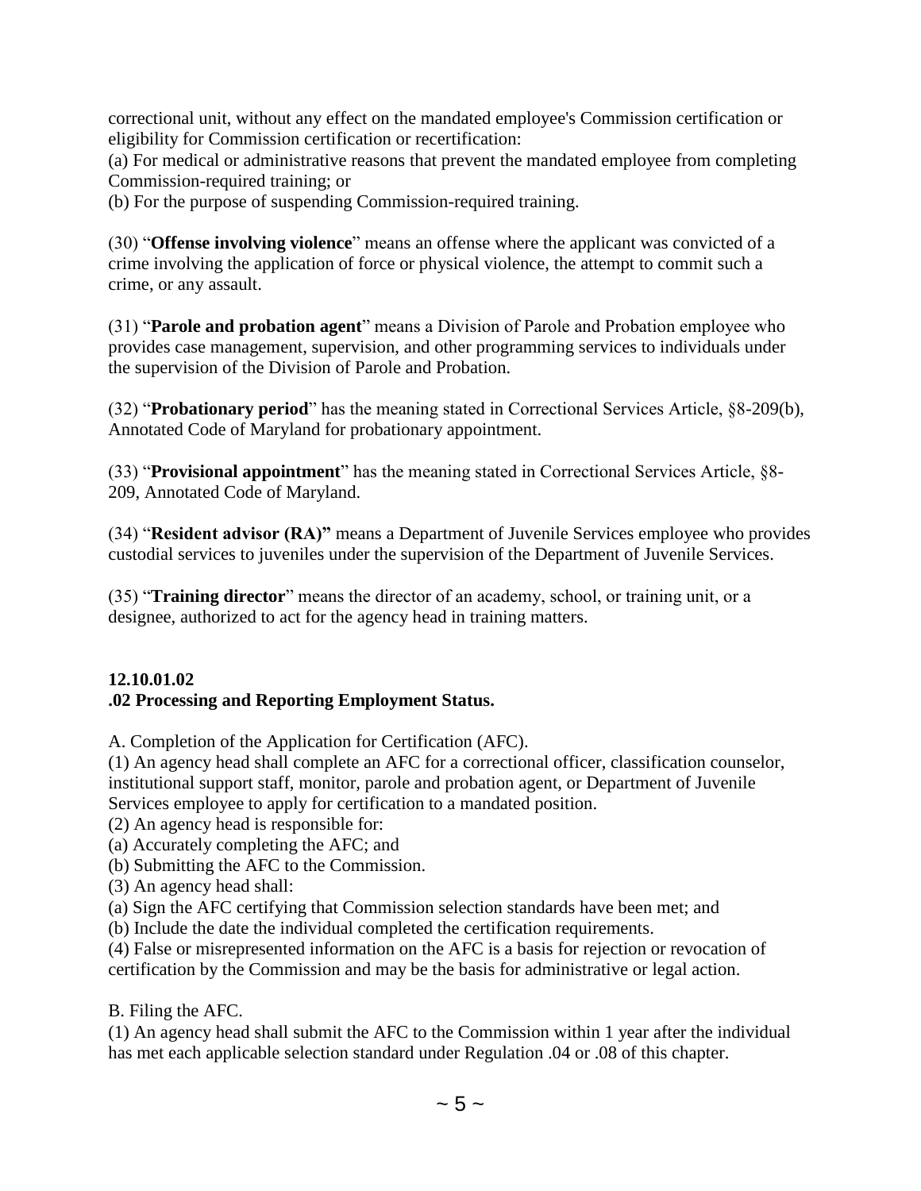correctional unit, without any effect on the mandated employee's Commission certification or eligibility for Commission certification or recertification:

(a) For medical or administrative reasons that prevent the mandated employee from completing Commission-required training; or

(b) For the purpose of suspending Commission-required training.

(30) "**Offense involving violence**" means an offense where the applicant was convicted of a crime involving the application of force or physical violence, the attempt to commit such a crime, or any assault.

(31) "**Parole and probation agent**" means a Division of Parole and Probation employee who provides case management, supervision, and other programming services to individuals under the supervision of the Division of Parole and Probation.

(32) "**Probationary period**" has the meaning stated in Correctional Services Article, §8-209(b), Annotated Code of Maryland for probationary appointment.

(33) "**Provisional appointment**" has the meaning stated in Correctional Services Article, §8-209, Annotated Code of Maryland.

(34) "**Resident advisor (RA)"** means a Department of Juvenile Services employee who provides custodial services to juveniles under the supervision of the Department of Juvenile Services.

(35) "**Training director**" means the director of an academy, school, or training unit, or a designee, authorized to act for the agency head in training matters.

### 12.10.01.02
### .02 Processing and Reporting Employment Status.

A. Completion of the Application for Certification (AFC).

(1) An agency head shall complete an AFC for a correctional officer, classification counselor, institutional support staff, monitor, parole and probation agent, or Department of Juvenile Services employee to apply for certification to a mandated position.

(2) An agency head is responsible for:

(a) Accurately completing the AFC; and

(b) Submitting the AFC to the Commission.

(3) An agency head shall:

(a) Sign the AFC certifying that Commission selection standards have been met; and

(b) Include the date the individual completed the certification requirements.

(4) False or misrepresented information on the AFC is a basis for rejection or revocation of certification by the Commission and may be the basis for administrative or legal action.

B. Filing the AFC.

(1) An agency head shall submit the AFC to the Commission within 1 year after the individual has met each applicable selection standard under Regulation .04 or .08 of this chapter.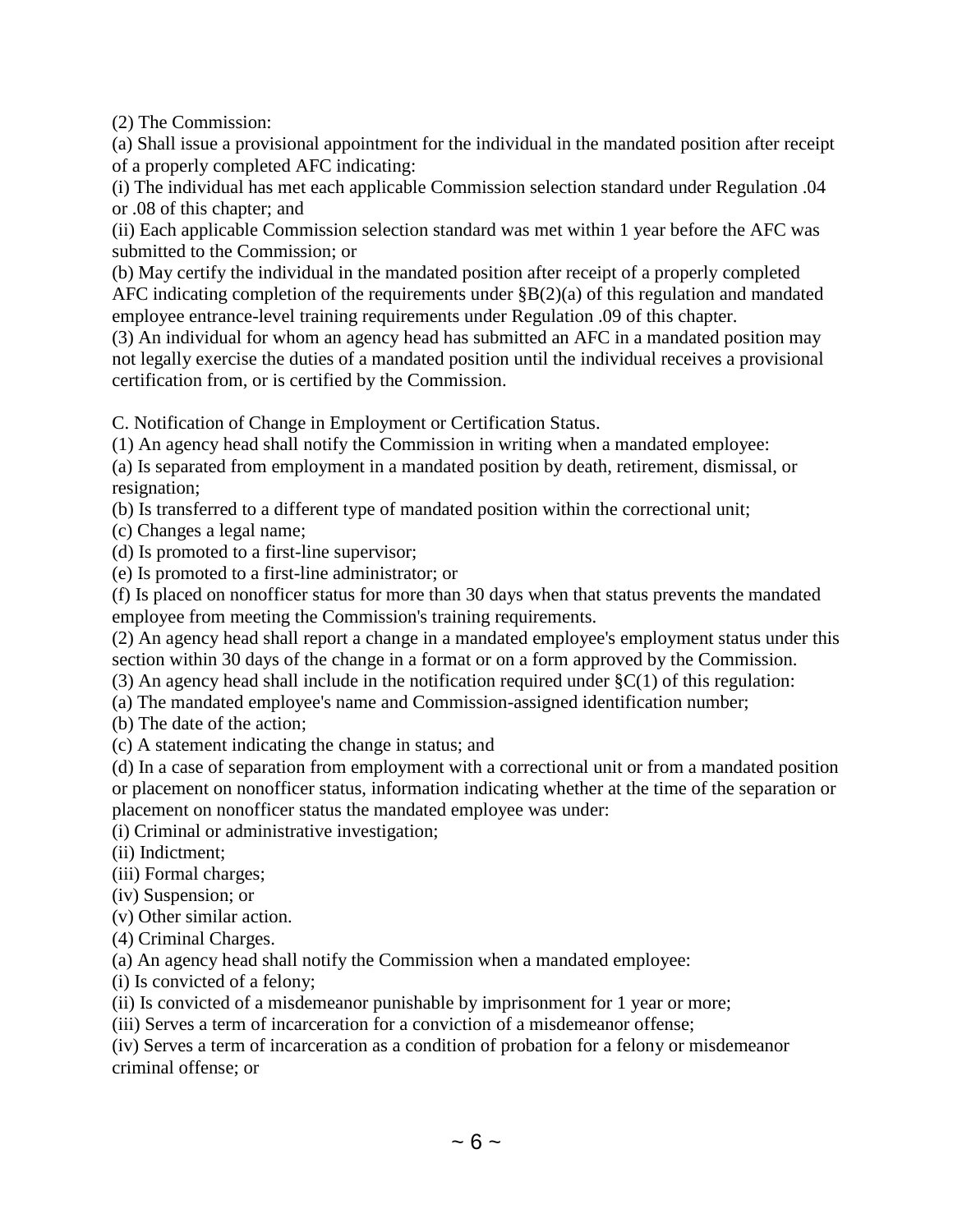(2) The Commission:

(a) Shall issue a provisional appointment for the individual in the mandated position after receipt of a properly completed AFC indicating:

(i) The individual has met each applicable Commission selection standard under Regulation .04 or .08 of this chapter; and

(ii) Each applicable Commission selection standard was met within 1 year before the AFC was submitted to the Commission; or

(b) May certify the individual in the mandated position after receipt of a properly completed AFC indicating completion of the requirements under §B(2)(a) of this regulation and mandated employee entrance-level training requirements under Regulation .09 of this chapter.

(3) An individual for whom an agency head has submitted an AFC in a mandated position may not legally exercise the duties of a mandated position until the individual receives a provisional certification from, or is certified by the Commission.

C. Notification of Change in Employment or Certification Status.

(1) An agency head shall notify the Commission in writing when a mandated employee:

(a) Is separated from employment in a mandated position by death, retirement, dismissal, or resignation;

(b) Is transferred to a different type of mandated position within the correctional unit;

(c) Changes a legal name;

(d) Is promoted to a first-line supervisor;

(e) Is promoted to a first-line administrator; or

(f) Is placed on nonofficer status for more than 30 days when that status prevents the mandated employee from meeting the Commission's training requirements.

(2) An agency head shall report a change in a mandated employee's employment status under this section within 30 days of the change in a format or on a form approved by the Commission.

(3) An agency head shall include in the notification required under §C(1) of this regulation:

(a) The mandated employee's name and Commission-assigned identification number;

(b) The date of the action;

(c) A statement indicating the change in status; and

(d) In a case of separation from employment with a correctional unit or from a mandated position or placement on nonofficer status, information indicating whether at the time of the separation or placement on nonofficer status the mandated employee was under:

(i) Criminal or administrative investigation;

(ii) Indictment;

(iii) Formal charges;

(iv) Suspension; or

(v) Other similar action.

(4) Criminal Charges.

(a) An agency head shall notify the Commission when a mandated employee:

(i) Is convicted of a felony;

(ii) Is convicted of a misdemeanor punishable by imprisonment for 1 year or more;

(iii) Serves a term of incarceration for a conviction of a misdemeanor offense;

(iv) Serves a term of incarceration as a condition of probation for a felony or misdemeanor criminal offense; or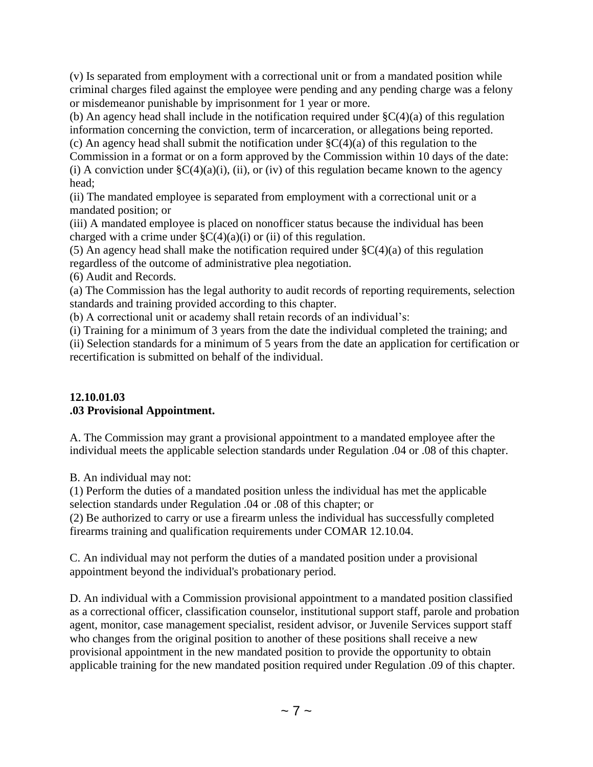(v) Is separated from employment with a correctional unit or from a mandated position while criminal charges filed against the employee were pending and any pending charge was a felony or misdemeanor punishable by imprisonment for 1 year or more.

(b) An agency head shall include in the notification required under §C(4)(a) of this regulation information concerning the conviction, term of incarceration, or allegations being reported.

(c) An agency head shall submit the notification under §C(4)(a) of this regulation to the Commission in a format or on a form approved by the Commission within 10 days of the date:

(i) A conviction under §C(4)(a)(i), (ii), or (iv) of this regulation became known to the agency head;

(ii) The mandated employee is separated from employment with a correctional unit or a mandated position; or

(iii) A mandated employee is placed on nonofficer status because the individual has been charged with a crime under §C(4)(a)(i) or (ii) of this regulation.

(5) An agency head shall make the notification required under §C(4)(a) of this regulation regardless of the outcome of administrative plea negotiation.

(6) Audit and Records.

(a) The Commission has the legal authority to audit records of reporting requirements, selection standards and training provided according to this chapter.

(b) A correctional unit or academy shall retain records of an individual's:

(i) Training for a minimum of 3 years from the date the individual completed the training; and

(ii) Selection standards for a minimum of 5 years from the date an application for certification or recertification is submitted on behalf of the individual.

**12.10.01.03**
**.03 Provisional Appointment.**

A. The Commission may grant a provisional appointment to a mandated employee after the individual meets the applicable selection standards under Regulation .04 or .08 of this chapter.

B. An individual may not:

(1) Perform the duties of a mandated position unless the individual has met the applicable selection standards under Regulation .04 or .08 of this chapter; or

(2) Be authorized to carry or use a firearm unless the individual has successfully completed firearms training and qualification requirements under COMAR 12.10.04.

C. An individual may not perform the duties of a mandated position under a provisional appointment beyond the individual's probationary period.

D. An individual with a Commission provisional appointment to a mandated position classified as a correctional officer, classification counselor, institutional support staff, parole and probation agent, monitor, case management specialist, resident advisor, or Juvenile Services support staff who changes from the original position to another of these positions shall receive a new provisional appointment in the new mandated position to provide the opportunity to obtain applicable training for the new mandated position required under Regulation .09 of this chapter.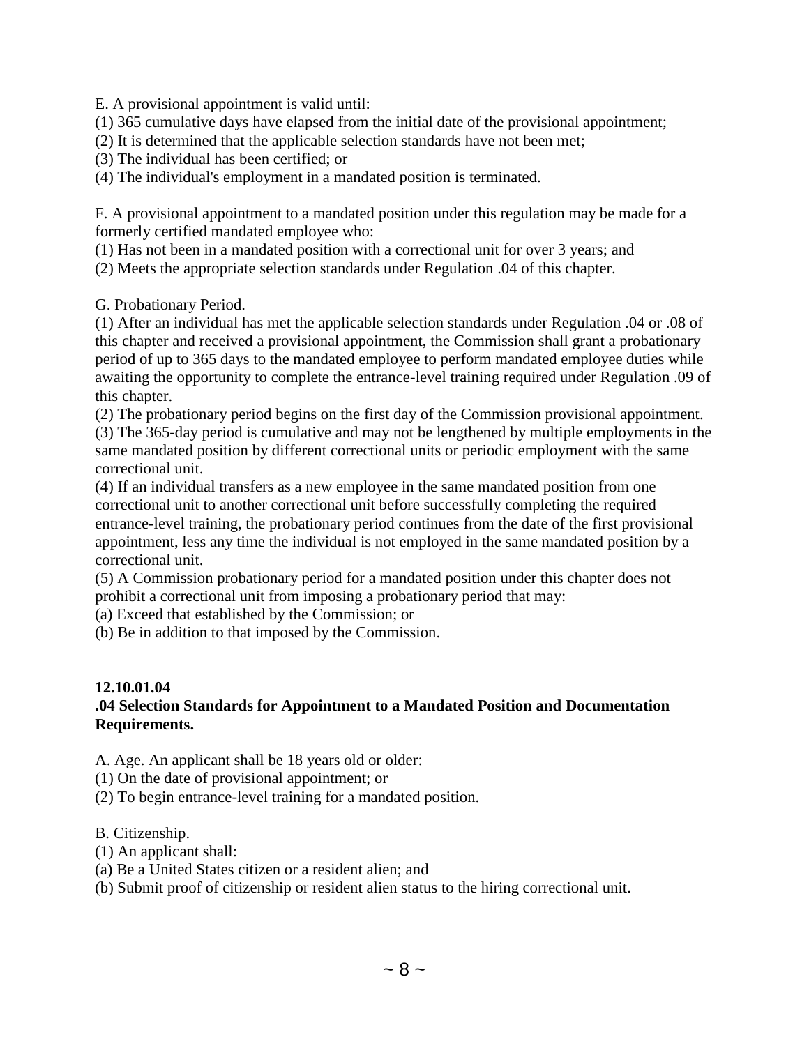E. A provisional appointment is valid until:
(1) 365 cumulative days have elapsed from the initial date of the provisional appointment;
(2) It is determined that the applicable selection standards have not been met;
(3) The individual has been certified; or
(4) The individual's employment in a mandated position is terminated.

F. A provisional appointment to a mandated position under this regulation may be made for a formerly certified mandated employee who:
(1) Has not been in a mandated position with a correctional unit for over 3 years; and
(2) Meets the appropriate selection standards under Regulation .04 of this chapter.

G. Probationary Period.
(1) After an individual has met the applicable selection standards under Regulation .04 or .08 of this chapter and received a provisional appointment, the Commission shall grant a probationary period of up to 365 days to the mandated employee to perform mandated employee duties while awaiting the opportunity to complete the entrance-level training required under Regulation .09 of this chapter.
(2) The probationary period begins on the first day of the Commission provisional appointment.
(3) The 365-day period is cumulative and may not be lengthened by multiple employments in the same mandated position by different correctional units or periodic employment with the same correctional unit.
(4) If an individual transfers as a new employee in the same mandated position from one correctional unit to another correctional unit before successfully completing the required entrance-level training, the probationary period continues from the date of the first provisional appointment, less any time the individual is not employed in the same mandated position by a correctional unit.
(5) A Commission probationary period for a mandated position under this chapter does not prohibit a correctional unit from imposing a probationary period that may:
(a) Exceed that established by the Commission; or
(b) Be in addition to that imposed by the Commission.

**12.10.01.04**
**.04 Selection Standards for Appointment to a Mandated Position and Documentation Requirements.**

A. Age. An applicant shall be 18 years old or older:
(1) On the date of provisional appointment; or
(2) To begin entrance-level training for a mandated position.

B. Citizenship.
(1) An applicant shall:
(a) Be a United States citizen or a resident alien; and
(b) Submit proof of citizenship or resident alien status to the hiring correctional unit.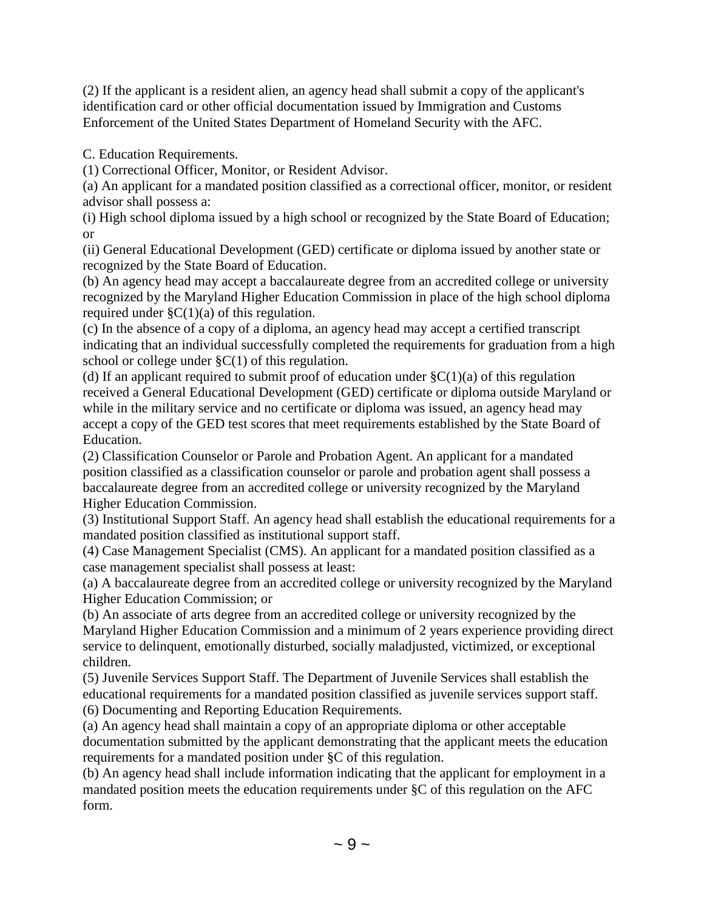(2) If the applicant is a resident alien, an agency head shall submit a copy of the applicant's identification card or other official documentation issued by Immigration and Customs Enforcement of the United States Department of Homeland Security with the AFC.

C. Education Requirements.

(1) Correctional Officer, Monitor, or Resident Advisor.

(a) An applicant for a mandated position classified as a correctional officer, monitor, or resident advisor shall possess a:

(i) High school diploma issued by a high school or recognized by the State Board of Education; or

(ii) General Educational Development (GED) certificate or diploma issued by another state or recognized by the State Board of Education.

(b) An agency head may accept a baccalaureate degree from an accredited college or university recognized by the Maryland Higher Education Commission in place of the high school diploma required under §C(1)(a) of this regulation.

(c) In the absence of a copy of a diploma, an agency head may accept a certified transcript indicating that an individual successfully completed the requirements for graduation from a high school or college under §C(1) of this regulation.

(d) If an applicant required to submit proof of education under §C(1)(a) of this regulation received a General Educational Development (GED) certificate or diploma outside Maryland or while in the military service and no certificate or diploma was issued, an agency head may accept a copy of the GED test scores that meet requirements established by the State Board of Education.

(2) Classification Counselor or Parole and Probation Agent. An applicant for a mandated position classified as a classification counselor or parole and probation agent shall possess a baccalaureate degree from an accredited college or university recognized by the Maryland Higher Education Commission.

(3) Institutional Support Staff. An agency head shall establish the educational requirements for a mandated position classified as institutional support staff.

(4) Case Management Specialist (CMS). An applicant for a mandated position classified as a case management specialist shall possess at least:

(a) A baccalaureate degree from an accredited college or university recognized by the Maryland Higher Education Commission; or

(b) An associate of arts degree from an accredited college or university recognized by the Maryland Higher Education Commission and a minimum of 2 years experience providing direct service to delinquent, emotionally disturbed, socially maladjusted, victimized, or exceptional children.

(5) Juvenile Services Support Staff. The Department of Juvenile Services shall establish the educational requirements for a mandated position classified as juvenile services support staff.

(6) Documenting and Reporting Education Requirements.

(a) An agency head shall maintain a copy of an appropriate diploma or other acceptable documentation submitted by the applicant demonstrating that the applicant meets the education requirements for a mandated position under §C of this regulation.

(b) An agency head shall include information indicating that the applicant for employment in a mandated position meets the education requirements under §C of this regulation on the AFC form.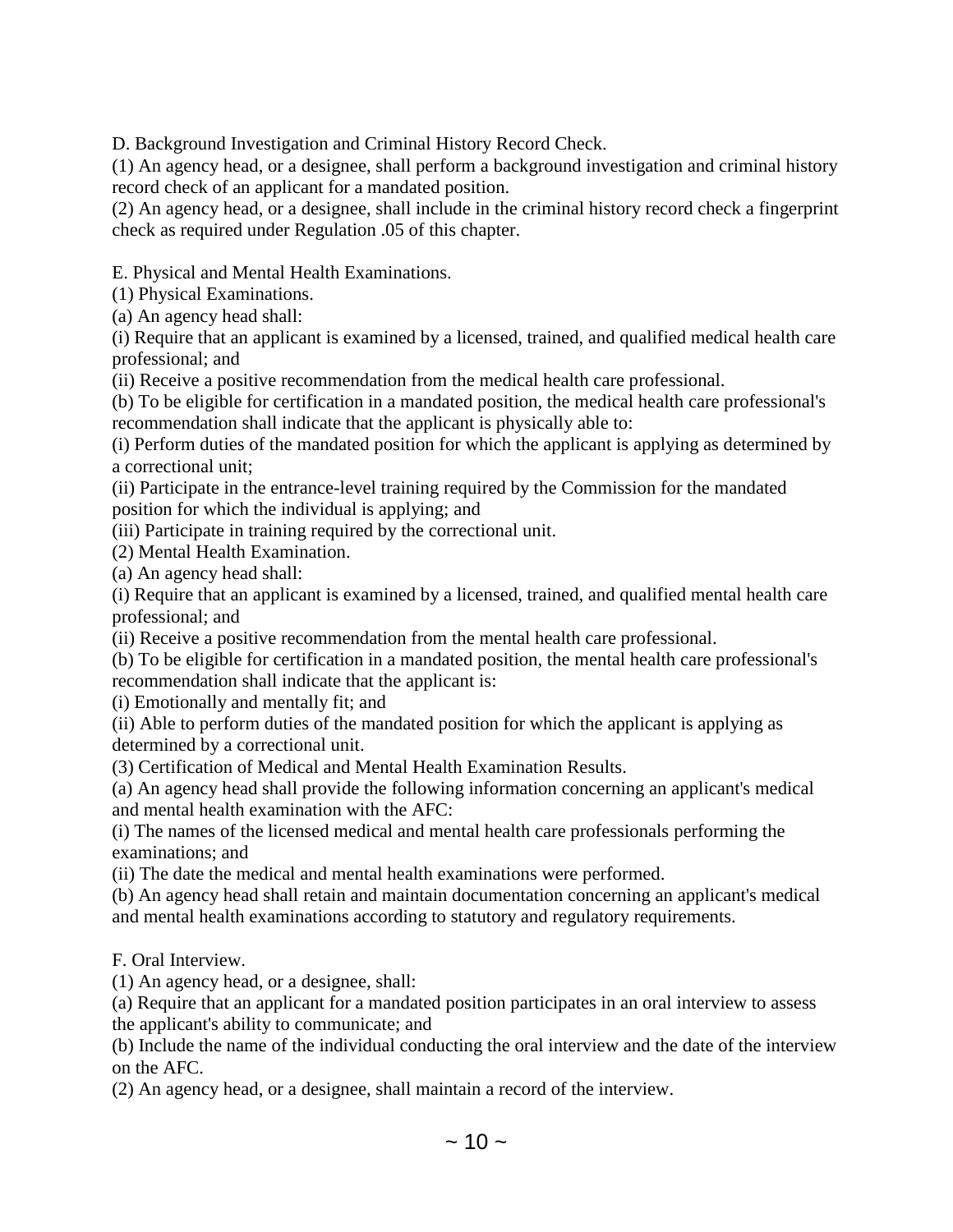D. Background Investigation and Criminal History Record Check.

(1) An agency head, or a designee, shall perform a background investigation and criminal history record check of an applicant for a mandated position.

(2) An agency head, or a designee, shall include in the criminal history record check a fingerprint check as required under Regulation .05 of this chapter.

E. Physical and Mental Health Examinations.

(1) Physical Examinations.

(a) An agency head shall:

(i) Require that an applicant is examined by a licensed, trained, and qualified medical health care professional; and

(ii) Receive a positive recommendation from the medical health care professional.

(b) To be eligible for certification in a mandated position, the medical health care professional's recommendation shall indicate that the applicant is physically able to:

(i) Perform duties of the mandated position for which the applicant is applying as determined by a correctional unit;

(ii) Participate in the entrance-level training required by the Commission for the mandated position for which the individual is applying; and

(iii) Participate in training required by the correctional unit.

(2) Mental Health Examination.

(a) An agency head shall:

(i) Require that an applicant is examined by a licensed, trained, and qualified mental health care professional; and

(ii) Receive a positive recommendation from the mental health care professional.

(b) To be eligible for certification in a mandated position, the mental health care professional's recommendation shall indicate that the applicant is:

(i) Emotionally and mentally fit; and

(ii) Able to perform duties of the mandated position for which the applicant is applying as determined by a correctional unit.

(3) Certification of Medical and Mental Health Examination Results.

(a) An agency head shall provide the following information concerning an applicant's medical and mental health examination with the AFC:

(i) The names of the licensed medical and mental health care professionals performing the examinations; and

(ii) The date the medical and mental health examinations were performed.

(b) An agency head shall retain and maintain documentation concerning an applicant's medical and mental health examinations according to statutory and regulatory requirements.

F. Oral Interview.

(1) An agency head, or a designee, shall:

(a) Require that an applicant for a mandated position participates in an oral interview to assess the applicant's ability to communicate; and

(b) Include the name of the individual conducting the oral interview and the date of the interview on the AFC.

(2) An agency head, or a designee, shall maintain a record of the interview.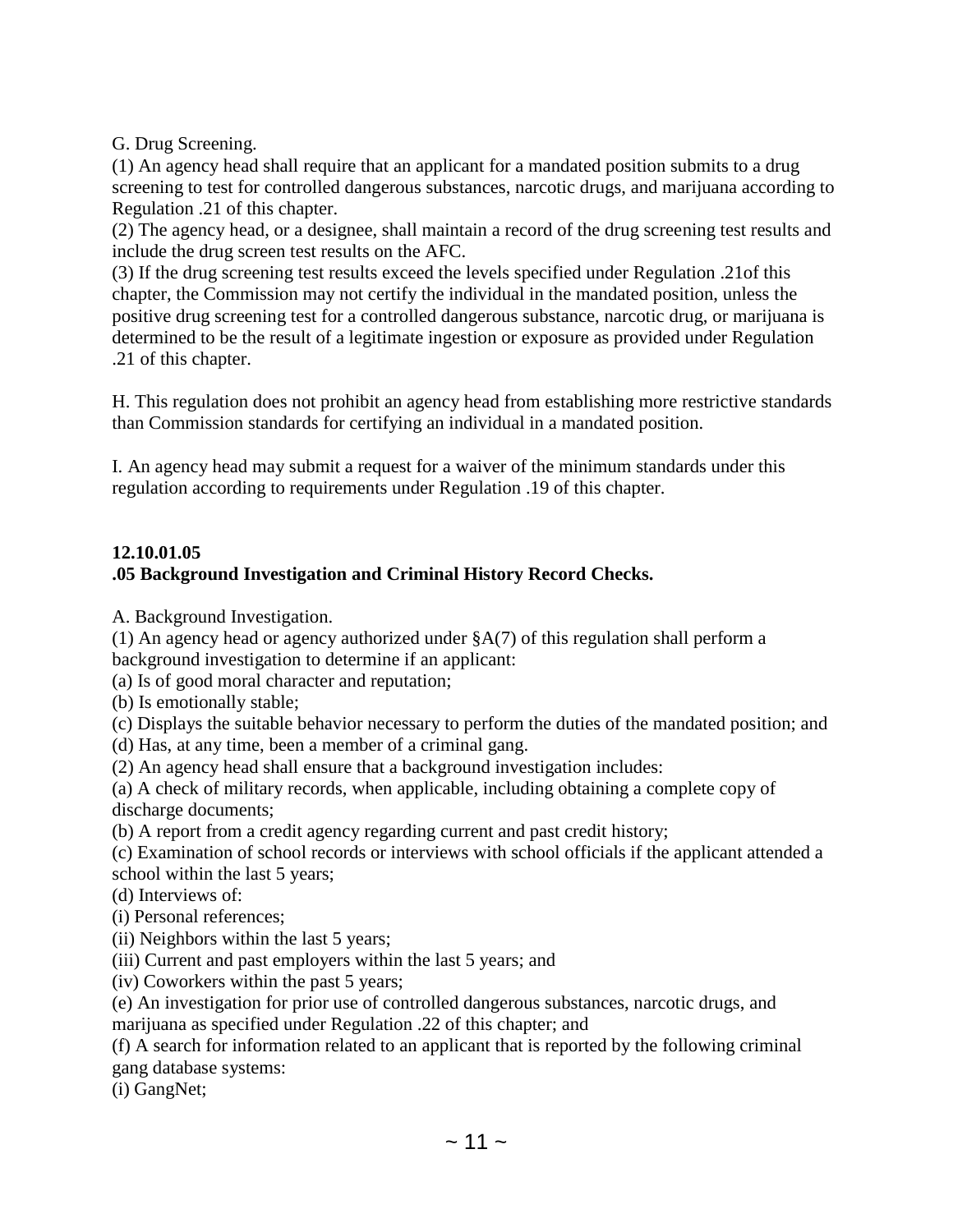G. Drug Screening.

(1) An agency head shall require that an applicant for a mandated position submits to a drug screening to test for controlled dangerous substances, narcotic drugs, and marijuana according to Regulation .21 of this chapter.

(2) The agency head, or a designee, shall maintain a record of the drug screening test results and include the drug screen test results on the AFC.

(3) If the drug screening test results exceed the levels specified under Regulation .21of this chapter, the Commission may not certify the individual in the mandated position, unless the positive drug screening test for a controlled dangerous substance, narcotic drug, or marijuana is determined to be the result of a legitimate ingestion or exposure as provided under Regulation .21 of this chapter.

H. This regulation does not prohibit an agency head from establishing more restrictive standards than Commission standards for certifying an individual in a mandated position.

I. An agency head may submit a request for a waiver of the minimum standards under this regulation according to requirements under Regulation .19 of this chapter.

**12.10.01.05**
**.05 Background Investigation and Criminal History Record Checks.**

A. Background Investigation.

(1) An agency head or agency authorized under §A(7) of this regulation shall perform a background investigation to determine if an applicant:

(a) Is of good moral character and reputation;

(b) Is emotionally stable;

(c) Displays the suitable behavior necessary to perform the duties of the mandated position; and

(d) Has, at any time, been a member of a criminal gang.

(2) An agency head shall ensure that a background investigation includes:

(a) A check of military records, when applicable, including obtaining a complete copy of discharge documents;

(b) A report from a credit agency regarding current and past credit history;

(c) Examination of school records or interviews with school officials if the applicant attended a school within the last 5 years;

(d) Interviews of:

(i) Personal references;

(ii) Neighbors within the last 5 years;

(iii) Current and past employers within the last 5 years; and

(iv) Coworkers within the past 5 years;

(e) An investigation for prior use of controlled dangerous substances, narcotic drugs, and marijuana as specified under Regulation .22 of this chapter; and

(f) A search for information related to an applicant that is reported by the following criminal gang database systems:

(i) GangNet;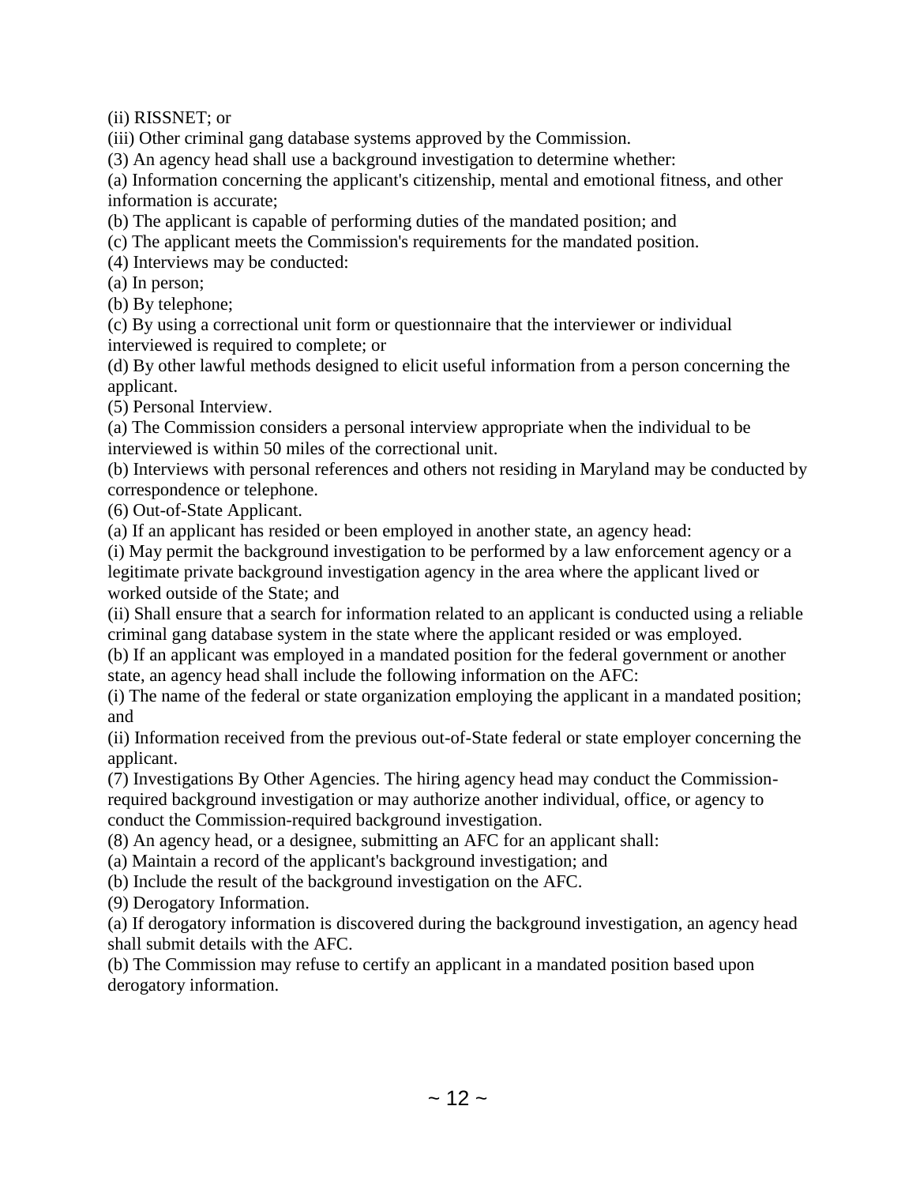(ii) RISSNET; or

(iii) Other criminal gang database systems approved by the Commission.

(3) An agency head shall use a background investigation to determine whether:

(a) Information concerning the applicant's citizenship, mental and emotional fitness, and other information is accurate;

(b) The applicant is capable of performing duties of the mandated position; and

(c) The applicant meets the Commission's requirements for the mandated position.

(4) Interviews may be conducted:

(a) In person;

(b) By telephone;

(c) By using a correctional unit form or questionnaire that the interviewer or individual interviewed is required to complete; or

(d) By other lawful methods designed to elicit useful information from a person concerning the applicant.

(5) Personal Interview.

(a) The Commission considers a personal interview appropriate when the individual to be interviewed is within 50 miles of the correctional unit.

(b) Interviews with personal references and others not residing in Maryland may be conducted by correspondence or telephone.

(6) Out-of-State Applicant.

(a) If an applicant has resided or been employed in another state, an agency head:

(i) May permit the background investigation to be performed by a law enforcement agency or a legitimate private background investigation agency in the area where the applicant lived or worked outside of the State; and

(ii) Shall ensure that a search for information related to an applicant is conducted using a reliable criminal gang database system in the state where the applicant resided or was employed.

(b) If an applicant was employed in a mandated position for the federal government or another state, an agency head shall include the following information on the AFC:

(i) The name of the federal or state organization employing the applicant in a mandated position; and

(ii) Information received from the previous out-of-State federal or state employer concerning the applicant.

(7) Investigations By Other Agencies. The hiring agency head may conduct the Commission-required background investigation or may authorize another individual, office, or agency to conduct the Commission-required background investigation.

(8) An agency head, or a designee, submitting an AFC for an applicant shall:

(a) Maintain a record of the applicant's background investigation; and

(b) Include the result of the background investigation on the AFC.

(9) Derogatory Information.

(a) If derogatory information is discovered during the background investigation, an agency head shall submit details with the AFC.

(b) The Commission may refuse to certify an applicant in a mandated position based upon derogatory information.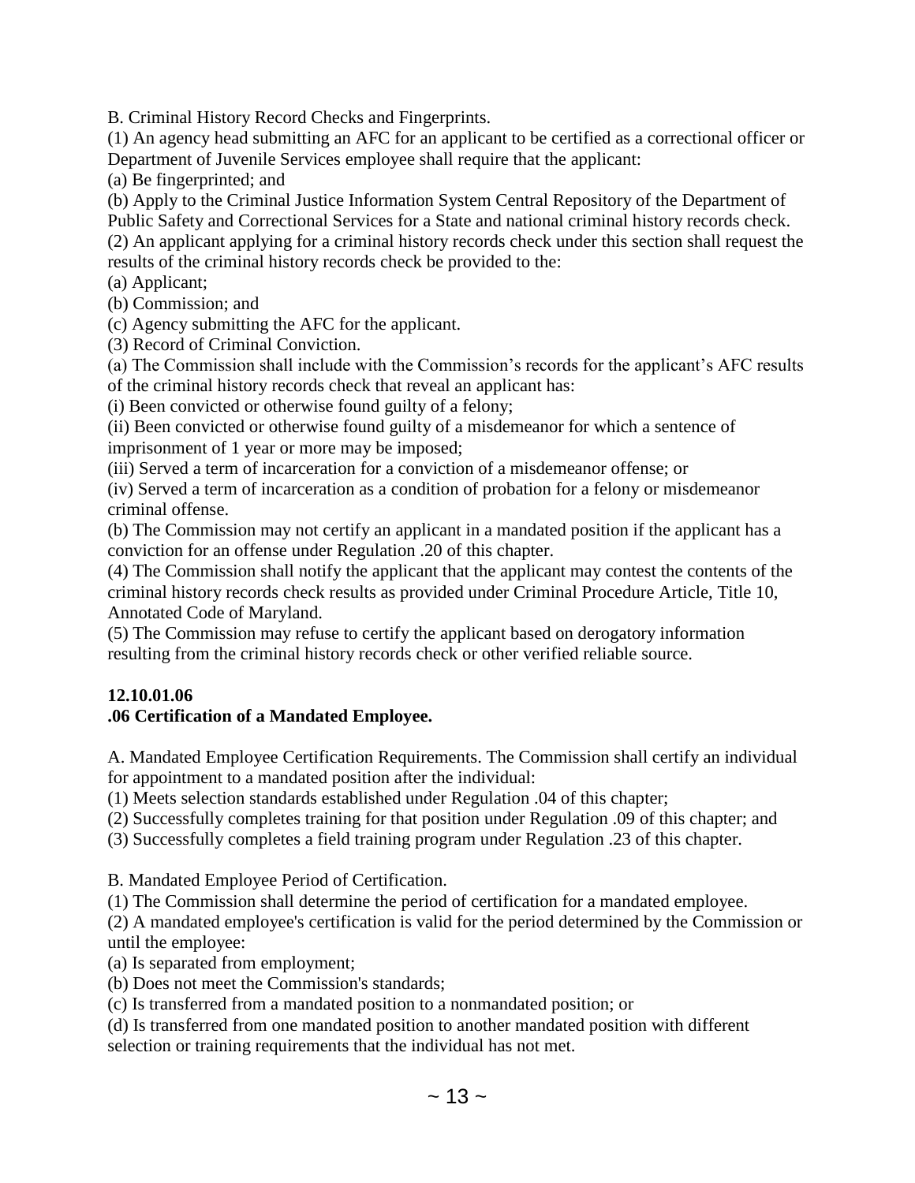B. Criminal History Record Checks and Fingerprints.

(1) An agency head submitting an AFC for an applicant to be certified as a correctional officer or Department of Juvenile Services employee shall require that the applicant:

(a) Be fingerprinted; and

(b) Apply to the Criminal Justice Information System Central Repository of the Department of Public Safety and Correctional Services for a State and national criminal history records check.

(2) An applicant applying for a criminal history records check under this section shall request the results of the criminal history records check be provided to the:

(a) Applicant;

(b) Commission; and

(c) Agency submitting the AFC for the applicant.

(3) Record of Criminal Conviction.

(a) The Commission shall include with the Commission's records for the applicant's AFC results of the criminal history records check that reveal an applicant has:

(i) Been convicted or otherwise found guilty of a felony;

(ii) Been convicted or otherwise found guilty of a misdemeanor for which a sentence of imprisonment of 1 year or more may be imposed;

(iii) Served a term of incarceration for a conviction of a misdemeanor offense; or

(iv) Served a term of incarceration as a condition of probation for a felony or misdemeanor criminal offense.

(b) The Commission may not certify an applicant in a mandated position if the applicant has a conviction for an offense under Regulation .20 of this chapter.

(4) The Commission shall notify the applicant that the applicant may contest the contents of the criminal history records check results as provided under Criminal Procedure Article, Title 10, Annotated Code of Maryland.

(5) The Commission may refuse to certify the applicant based on derogatory information resulting from the criminal history records check or other verified reliable source.

**12.10.01.06**
**.06 Certification of a Mandated Employee.**

A. Mandated Employee Certification Requirements. The Commission shall certify an individual for appointment to a mandated position after the individual:

(1) Meets selection standards established under Regulation .04 of this chapter;

(2) Successfully completes training for that position under Regulation .09 of this chapter; and

(3) Successfully completes a field training program under Regulation .23 of this chapter.

B. Mandated Employee Period of Certification.

(1) The Commission shall determine the period of certification for a mandated employee.

(2) A mandated employee's certification is valid for the period determined by the Commission or until the employee:

(a) Is separated from employment;

(b) Does not meet the Commission's standards;

(c) Is transferred from a mandated position to a nonmandated position; or

(d) Is transferred from one mandated position to another mandated position with different selection or training requirements that the individual has not met.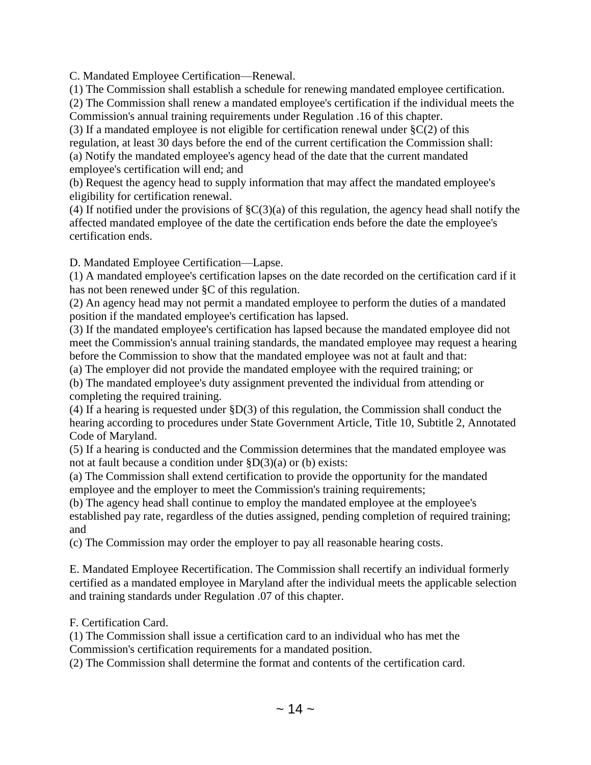C. Mandated Employee Certification—Renewal.

(1) The Commission shall establish a schedule for renewing mandated employee certification.

(2) The Commission shall renew a mandated employee's certification if the individual meets the Commission's annual training requirements under Regulation .16 of this chapter.

(3) If a mandated employee is not eligible for certification renewal under §C(2) of this regulation, at least 30 days before the end of the current certification the Commission shall:

(a) Notify the mandated employee's agency head of the date that the current mandated employee's certification will end; and

(b) Request the agency head to supply information that may affect the mandated employee's eligibility for certification renewal.

(4) If notified under the provisions of §C(3)(a) of this regulation, the agency head shall notify the affected mandated employee of the date the certification ends before the date the employee's certification ends.

D. Mandated Employee Certification—Lapse.

(1) A mandated employee's certification lapses on the date recorded on the certification card if it has not been renewed under §C of this regulation.

(2) An agency head may not permit a mandated employee to perform the duties of a mandated position if the mandated employee's certification has lapsed.

(3) If the mandated employee's certification has lapsed because the mandated employee did not meet the Commission's annual training standards, the mandated employee may request a hearing before the Commission to show that the mandated employee was not at fault and that:

(a) The employer did not provide the mandated employee with the required training; or

(b) The mandated employee's duty assignment prevented the individual from attending or completing the required training.

(4) If a hearing is requested under §D(3) of this regulation, the Commission shall conduct the hearing according to procedures under State Government Article, Title 10, Subtitle 2, Annotated Code of Maryland.

(5) If a hearing is conducted and the Commission determines that the mandated employee was not at fault because a condition under §D(3)(a) or (b) exists:

(a) The Commission shall extend certification to provide the opportunity for the mandated employee and the employer to meet the Commission's training requirements;

(b) The agency head shall continue to employ the mandated employee at the employee's established pay rate, regardless of the duties assigned, pending completion of required training; and

(c) The Commission may order the employer to pay all reasonable hearing costs.

E. Mandated Employee Recertification. The Commission shall recertify an individual formerly certified as a mandated employee in Maryland after the individual meets the applicable selection and training standards under Regulation .07 of this chapter.

F. Certification Card.

(1) The Commission shall issue a certification card to an individual who has met the Commission's certification requirements for a mandated position.

(2) The Commission shall determine the format and contents of the certification card.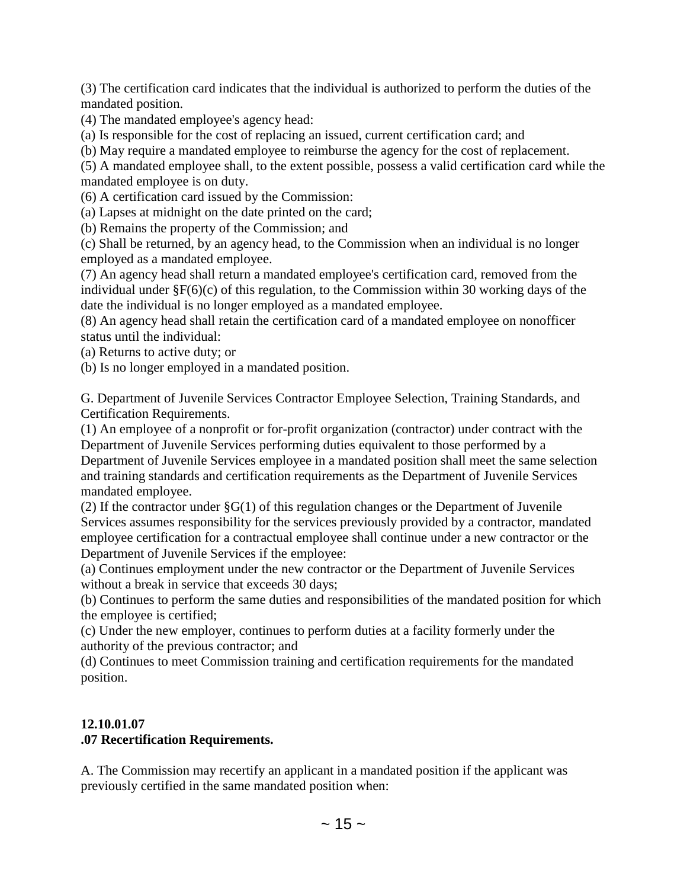(3) The certification card indicates that the individual is authorized to perform the duties of the mandated position.
(4) The mandated employee's agency head:
(a) Is responsible for the cost of replacing an issued, current certification card; and
(b) May require a mandated employee to reimburse the agency for the cost of replacement.
(5) A mandated employee shall, to the extent possible, possess a valid certification card while the mandated employee is on duty.
(6) A certification card issued by the Commission:
(a) Lapses at midnight on the date printed on the card;
(b) Remains the property of the Commission; and
(c) Shall be returned, by an agency head, to the Commission when an individual is no longer employed as a mandated employee.
(7) An agency head shall return a mandated employee's certification card, removed from the individual under §F(6)(c) of this regulation, to the Commission within 30 working days of the date the individual is no longer employed as a mandated employee.
(8) An agency head shall retain the certification card of a mandated employee on nonofficer status until the individual:
(a) Returns to active duty; or
(b) Is no longer employed in a mandated position.

G. Department of Juvenile Services Contractor Employee Selection, Training Standards, and Certification Requirements.
(1) An employee of a nonprofit or for-profit organization (contractor) under contract with the Department of Juvenile Services performing duties equivalent to those performed by a Department of Juvenile Services employee in a mandated position shall meet the same selection and training standards and certification requirements as the Department of Juvenile Services mandated employee.
(2) If the contractor under §G(1) of this regulation changes or the Department of Juvenile Services assumes responsibility for the services previously provided by a contractor, mandated employee certification for a contractual employee shall continue under a new contractor or the Department of Juvenile Services if the employee:
(a) Continues employment under the new contractor or the Department of Juvenile Services without a break in service that exceeds 30 days;
(b) Continues to perform the same duties and responsibilities of the mandated position for which the employee is certified;
(c) Under the new employer, continues to perform duties at a facility formerly under the authority of the previous contractor; and
(d) Continues to meet Commission training and certification requirements for the mandated position.

**12.10.01.07**
**.07 Recertification Requirements.**

A. The Commission may recertify an applicant in a mandated position if the applicant was previously certified in the same mandated position when: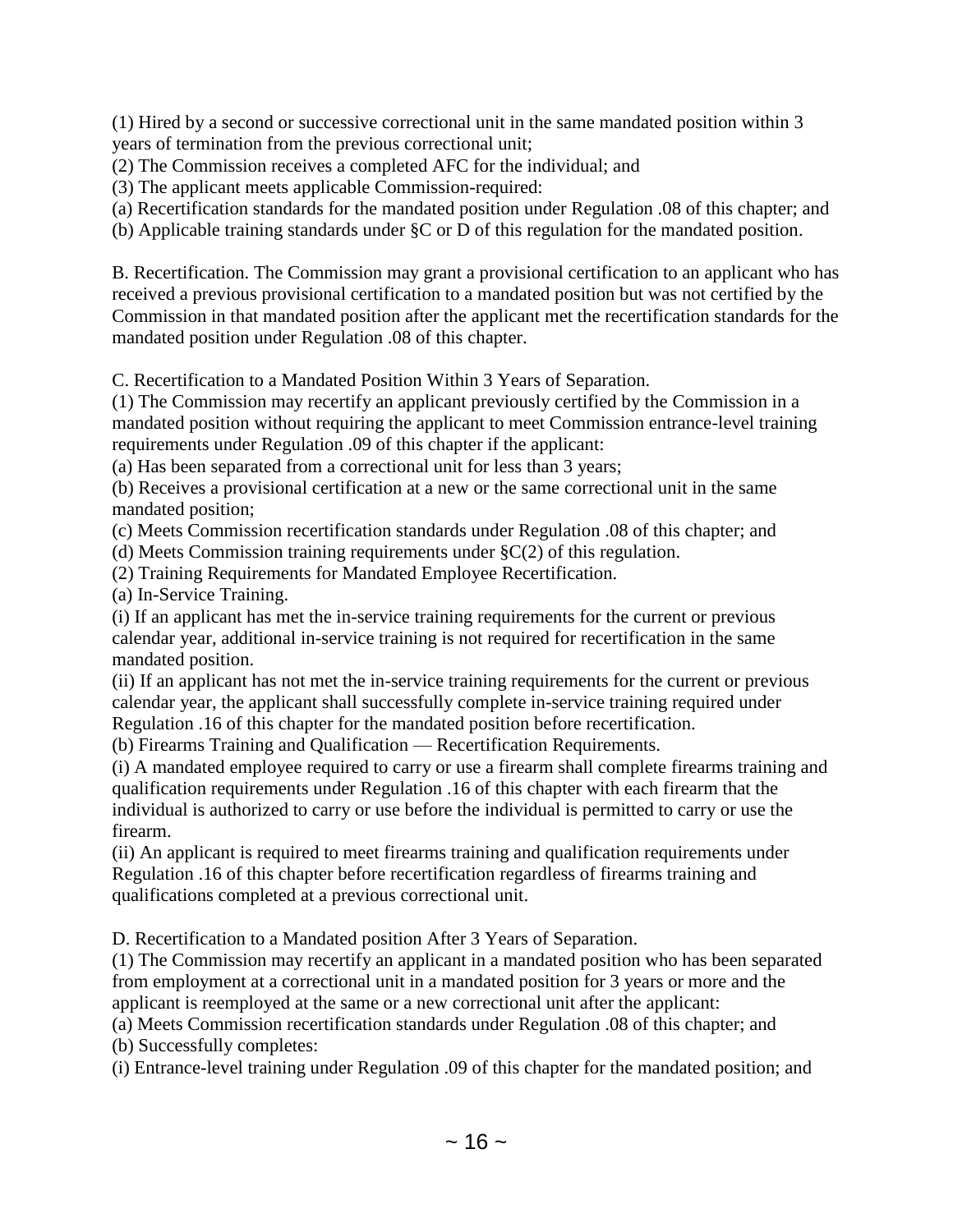(1) Hired by a second or successive correctional unit in the same mandated position within 3 years of termination from the previous correctional unit;

(2) The Commission receives a completed AFC for the individual; and

(3) The applicant meets applicable Commission-required:

(a) Recertification standards for the mandated position under Regulation .08 of this chapter; and

(b) Applicable training standards under §C or D of this regulation for the mandated position.

B. Recertification. The Commission may grant a provisional certification to an applicant who has received a previous provisional certification to a mandated position but was not certified by the Commission in that mandated position after the applicant met the recertification standards for the mandated position under Regulation .08 of this chapter.

C. Recertification to a Mandated Position Within 3 Years of Separation.

(1) The Commission may recertify an applicant previously certified by the Commission in a mandated position without requiring the applicant to meet Commission entrance-level training requirements under Regulation .09 of this chapter if the applicant:

(a) Has been separated from a correctional unit for less than 3 years;

(b) Receives a provisional certification at a new or the same correctional unit in the same mandated position;

(c) Meets Commission recertification standards under Regulation .08 of this chapter; and

(d) Meets Commission training requirements under §C(2) of this regulation.

(2) Training Requirements for Mandated Employee Recertification.

(a) In-Service Training.

(i) If an applicant has met the in-service training requirements for the current or previous calendar year, additional in-service training is not required for recertification in the same mandated position.

(ii) If an applicant has not met the in-service training requirements for the current or previous calendar year, the applicant shall successfully complete in-service training required under Regulation .16 of this chapter for the mandated position before recertification.

(b) Firearms Training and Qualification — Recertification Requirements.

(i) A mandated employee required to carry or use a firearm shall complete firearms training and qualification requirements under Regulation .16 of this chapter with each firearm that the individual is authorized to carry or use before the individual is permitted to carry or use the firearm.

(ii) An applicant is required to meet firearms training and qualification requirements under Regulation .16 of this chapter before recertification regardless of firearms training and qualifications completed at a previous correctional unit.

D. Recertification to a Mandated position After 3 Years of Separation.

(1) The Commission may recertify an applicant in a mandated position who has been separated from employment at a correctional unit in a mandated position for 3 years or more and the applicant is reemployed at the same or a new correctional unit after the applicant:

(a) Meets Commission recertification standards under Regulation .08 of this chapter; and

(b) Successfully completes:

(i) Entrance-level training under Regulation .09 of this chapter for the mandated position; and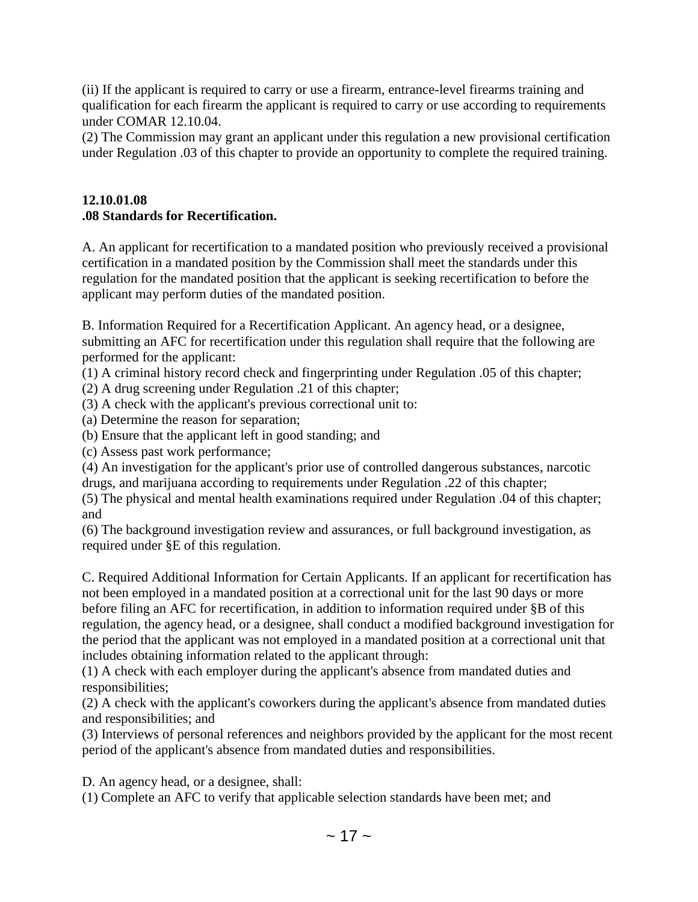(ii) If the applicant is required to carry or use a firearm, entrance-level firearms training and qualification for each firearm the applicant is required to carry or use according to requirements under COMAR 12.10.04.

(2) The Commission may grant an applicant under this regulation a new provisional certification under Regulation .03 of this chapter to provide an opportunity to complete the required training.

**12.10.01.08**
**.08 Standards for Recertification.**

A. An applicant for recertification to a mandated position who previously received a provisional certification in a mandated position by the Commission shall meet the standards under this regulation for the mandated position that the applicant is seeking recertification to before the applicant may perform duties of the mandated position.

B. Information Required for a Recertification Applicant. An agency head, or a designee, submitting an AFC for recertification under this regulation shall require that the following are performed for the applicant:

(1) A criminal history record check and fingerprinting under Regulation .05 of this chapter;
(2) A drug screening under Regulation .21 of this chapter;
(3) A check with the applicant's previous correctional unit to:
(a) Determine the reason for separation;
(b) Ensure that the applicant left in good standing; and
(c) Assess past work performance;
(4) An investigation for the applicant's prior use of controlled dangerous substances, narcotic drugs, and marijuana according to requirements under Regulation .22 of this chapter;
(5) The physical and mental health examinations required under Regulation .04 of this chapter; and
(6) The background investigation review and assurances, or full background investigation, as required under §E of this regulation.

C. Required Additional Information for Certain Applicants. If an applicant for recertification has not been employed in a mandated position at a correctional unit for the last 90 days or more before filing an AFC for recertification, in addition to information required under §B of this regulation, the agency head, or a designee, shall conduct a modified background investigation for the period that the applicant was not employed in a mandated position at a correctional unit that includes obtaining information related to the applicant through:

(1) A check with each employer during the applicant's absence from mandated duties and responsibilities;
(2) A check with the applicant's coworkers during the applicant's absence from mandated duties and responsibilities; and
(3) Interviews of personal references and neighbors provided by the applicant for the most recent period of the applicant's absence from mandated duties and responsibilities.

D. An agency head, or a designee, shall:

(1) Complete an AFC to verify that applicable selection standards have been met; and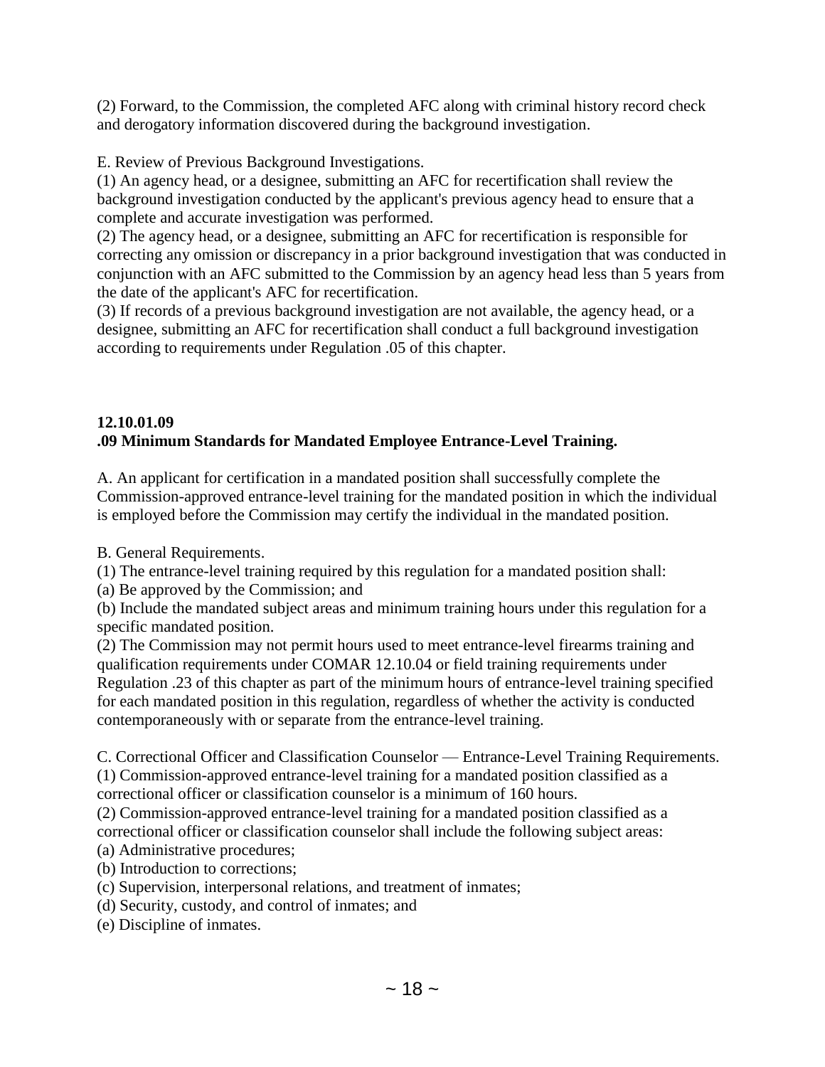(2) Forward, to the Commission, the completed AFC along with criminal history record check and derogatory information discovered during the background investigation.

E. Review of Previous Background Investigations.
(1) An agency head, or a designee, submitting an AFC for recertification shall review the background investigation conducted by the applicant's previous agency head to ensure that a complete and accurate investigation was performed.
(2) The agency head, or a designee, submitting an AFC for recertification is responsible for correcting any omission or discrepancy in a prior background investigation that was conducted in conjunction with an AFC submitted to the Commission by an agency head less than 5 years from the date of the applicant's AFC for recertification.
(3) If records of a previous background investigation are not available, the agency head, or a designee, submitting an AFC for recertification shall conduct a full background investigation according to requirements under Regulation .05 of this chapter.

**12.10.01.09**
**.09 Minimum Standards for Mandated Employee Entrance-Level Training.**

A. An applicant for certification in a mandated position shall successfully complete the Commission-approved entrance-level training for the mandated position in which the individual is employed before the Commission may certify the individual in the mandated position.

B. General Requirements.
(1) The entrance-level training required by this regulation for a mandated position shall:
(a) Be approved by the Commission; and
(b) Include the mandated subject areas and minimum training hours under this regulation for a specific mandated position.
(2) The Commission may not permit hours used to meet entrance-level firearms training and qualification requirements under COMAR 12.10.04 or field training requirements under Regulation .23 of this chapter as part of the minimum hours of entrance-level training specified for each mandated position in this regulation, regardless of whether the activity is conducted contemporaneously with or separate from the entrance-level training.

C. Correctional Officer and Classification Counselor — Entrance-Level Training Requirements.
(1) Commission-approved entrance-level training for a mandated position classified as a correctional officer or classification counselor is a minimum of 160 hours.
(2) Commission-approved entrance-level training for a mandated position classified as a correctional officer or classification counselor shall include the following subject areas:
(a) Administrative procedures;
(b) Introduction to corrections;
(c) Supervision, interpersonal relations, and treatment of inmates;
(d) Security, custody, and control of inmates; and
(e) Discipline of inmates.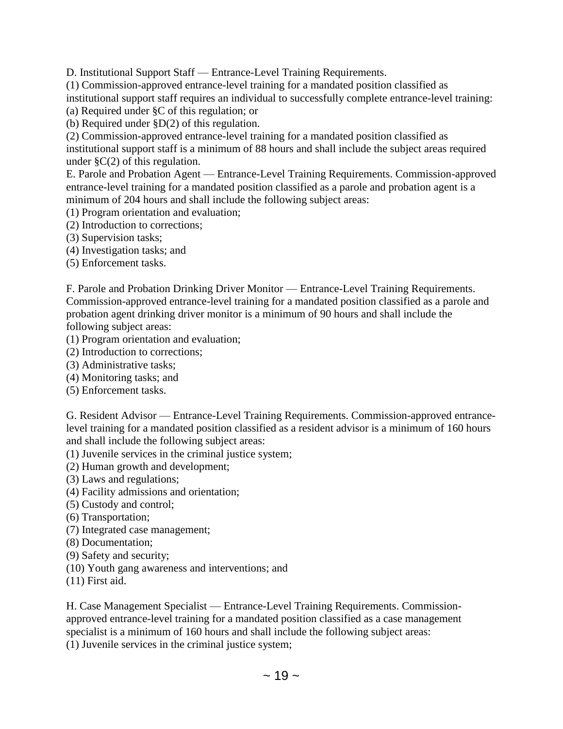D. Institutional Support Staff — Entrance-Level Training Requirements.

(1) Commission-approved entrance-level training for a mandated position classified as institutional support staff requires an individual to successfully complete entrance-level training:

(a) Required under §C of this regulation; or

(b) Required under §D(2) of this regulation.

(2) Commission-approved entrance-level training for a mandated position classified as institutional support staff is a minimum of 88 hours and shall include the subject areas required under §C(2) of this regulation.

E. Parole and Probation Agent — Entrance-Level Training Requirements. Commission-approved entrance-level training for a mandated position classified as a parole and probation agent is a minimum of 204 hours and shall include the following subject areas:

(1) Program orientation and evaluation;

(2) Introduction to corrections;

(3) Supervision tasks;

(4) Investigation tasks; and

(5) Enforcement tasks.

F. Parole and Probation Drinking Driver Monitor — Entrance-Level Training Requirements. Commission-approved entrance-level training for a mandated position classified as a parole and probation agent drinking driver monitor is a minimum of 90 hours and shall include the following subject areas:

(1) Program orientation and evaluation;

(2) Introduction to corrections;

(3) Administrative tasks;

(4) Monitoring tasks; and

(5) Enforcement tasks.

G. Resident Advisor — Entrance-Level Training Requirements. Commission-approved entrance-level training for a mandated position classified as a resident advisor is a minimum of 160 hours and shall include the following subject areas:

(1) Juvenile services in the criminal justice system;

(2) Human growth and development;

(3) Laws and regulations;

(4) Facility admissions and orientation;

(5) Custody and control;

(6) Transportation;

(7) Integrated case management;

(8) Documentation;

(9) Safety and security;

(10) Youth gang awareness and interventions; and

(11) First aid.

H. Case Management Specialist — Entrance-Level Training Requirements. Commission-approved entrance-level training for a mandated position classified as a case management specialist is a minimum of 160 hours and shall include the following subject areas:

(1) Juvenile services in the criminal justice system;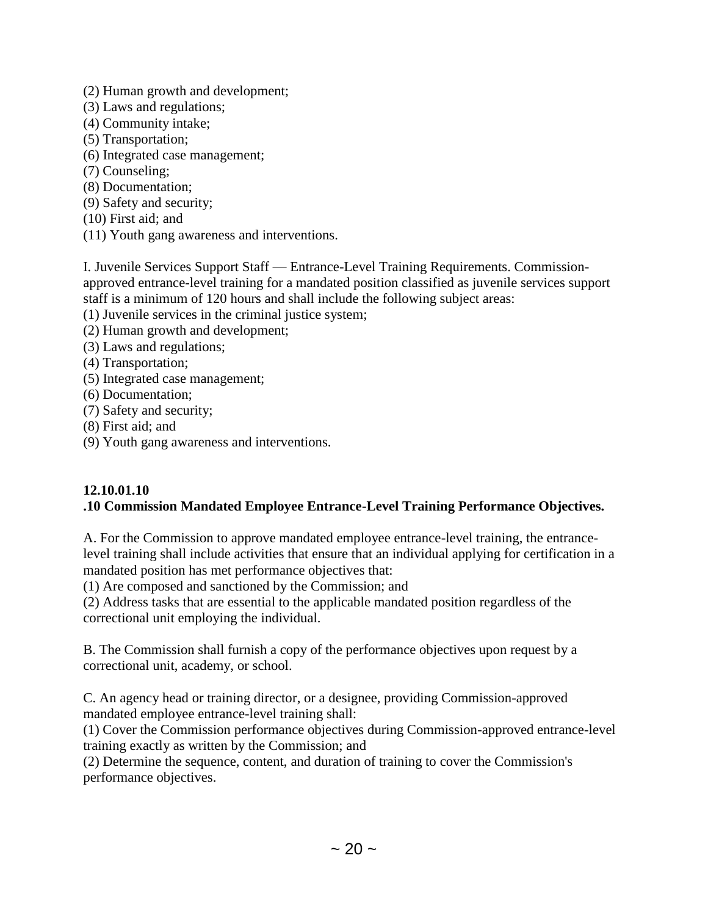(2) Human growth and development;
(3) Laws and regulations;
(4) Community intake;
(5) Transportation;
(6) Integrated case management;
(7) Counseling;
(8) Documentation;
(9) Safety and security;
(10) First aid; and
(11) Youth gang awareness and interventions.

I. Juvenile Services Support Staff — Entrance-Level Training Requirements. Commission-approved entrance-level training for a mandated position classified as juvenile services support staff is a minimum of 120 hours and shall include the following subject areas:
(1) Juvenile services in the criminal justice system;
(2) Human growth and development;
(3) Laws and regulations;
(4) Transportation;
(5) Integrated case management;
(6) Documentation;
(7) Safety and security;
(8) First aid; and
(9) Youth gang awareness and interventions.

**12.10.01.10**
**.10 Commission Mandated Employee Entrance-Level Training Performance Objectives.**

A. For the Commission to approve mandated employee entrance-level training, the entrance-level training shall include activities that ensure that an individual applying for certification in a mandated position has met performance objectives that:
(1) Are composed and sanctioned by the Commission; and
(2) Address tasks that are essential to the applicable mandated position regardless of the correctional unit employing the individual.

B. The Commission shall furnish a copy of the performance objectives upon request by a correctional unit, academy, or school.

C. An agency head or training director, or a designee, providing Commission-approved mandated employee entrance-level training shall:
(1) Cover the Commission performance objectives during Commission-approved entrance-level training exactly as written by the Commission; and
(2) Determine the sequence, content, and duration of training to cover the Commission's performance objectives.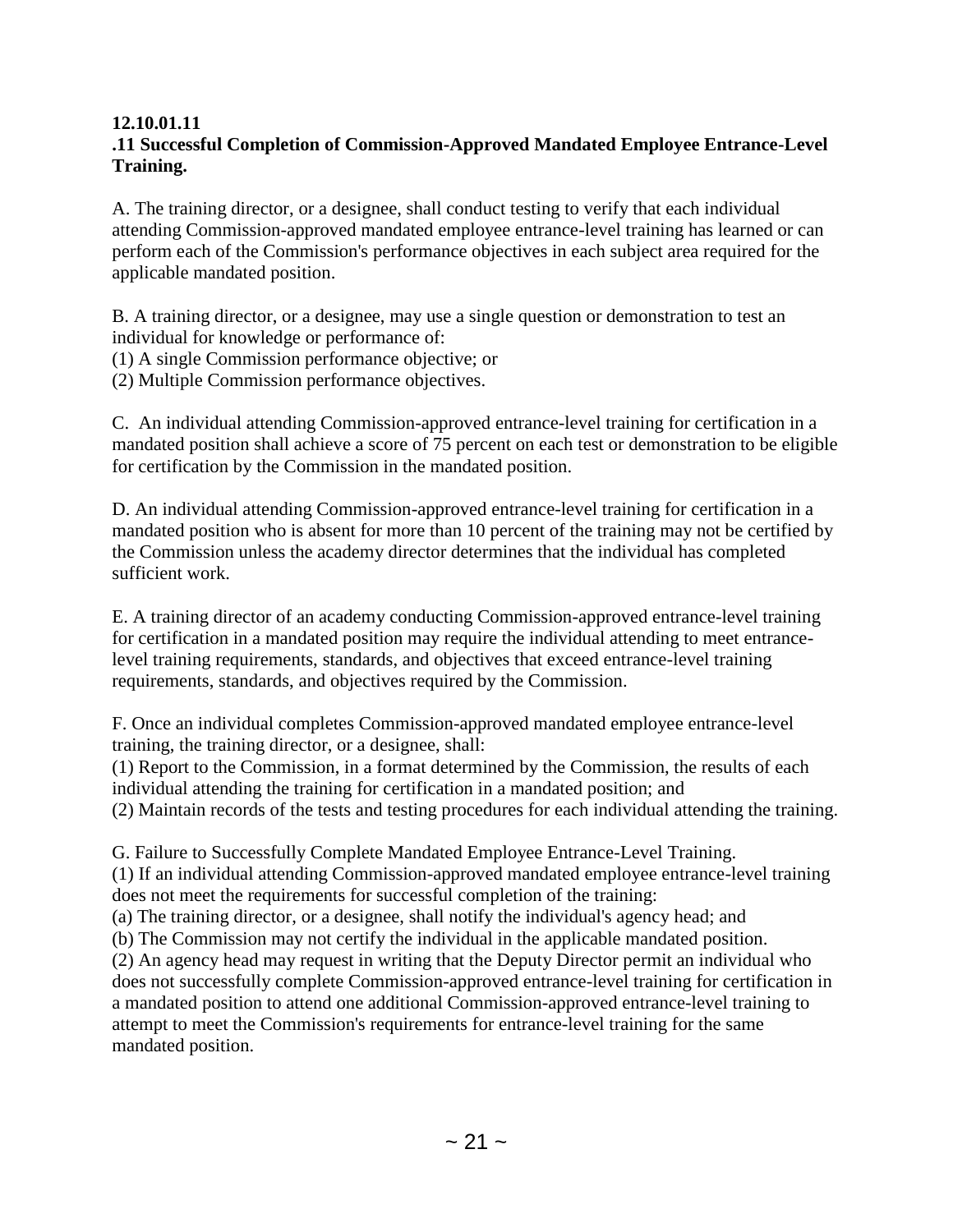**12.10.01.11**
**.11 Successful Completion of Commission-Approved Mandated Employee Entrance-Level Training.**

A. The training director, or a designee, shall conduct testing to verify that each individual attending Commission-approved mandated employee entrance-level training has learned or can perform each of the Commission's performance objectives in each subject area required for the applicable mandated position.

B. A training director, or a designee, may use a single question or demonstration to test an individual for knowledge or performance of:
(1) A single Commission performance objective; or
(2) Multiple Commission performance objectives.

C. An individual attending Commission-approved entrance-level training for certification in a mandated position shall achieve a score of 75 percent on each test or demonstration to be eligible for certification by the Commission in the mandated position.

D. An individual attending Commission-approved entrance-level training for certification in a mandated position who is absent for more than 10 percent of the training may not be certified by the Commission unless the academy director determines that the individual has completed sufficient work.

E. A training director of an academy conducting Commission-approved entrance-level training for certification in a mandated position may require the individual attending to meet entrance-level training requirements, standards, and objectives that exceed entrance-level training requirements, standards, and objectives required by the Commission.

F. Once an individual completes Commission-approved mandated employee entrance-level training, the training director, or a designee, shall:
(1) Report to the Commission, in a format determined by the Commission, the results of each individual attending the training for certification in a mandated position; and
(2) Maintain records of the tests and testing procedures for each individual attending the training.

G. Failure to Successfully Complete Mandated Employee Entrance-Level Training.
(1) If an individual attending Commission-approved mandated employee entrance-level training does not meet the requirements for successful completion of the training:
(a) The training director, or a designee, shall notify the individual's agency head; and
(b) The Commission may not certify the individual in the applicable mandated position.
(2) An agency head may request in writing that the Deputy Director permit an individual who does not successfully complete Commission-approved entrance-level training for certification in a mandated position to attend one additional Commission-approved entrance-level training to attempt to meet the Commission's requirements for entrance-level training for the same mandated position.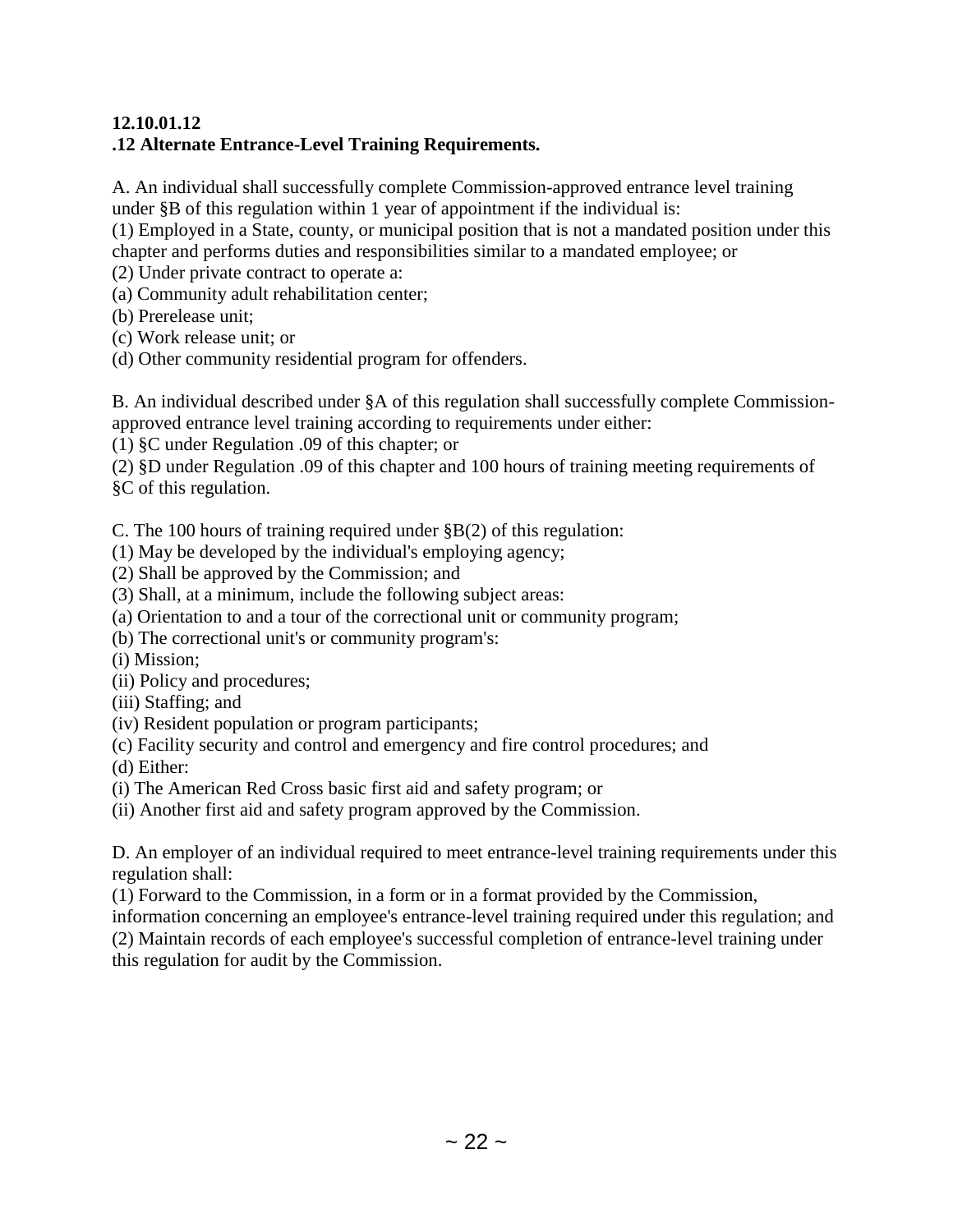**12.10.01.12**
**.12 Alternate Entrance-Level Training Requirements.**

A. An individual shall successfully complete Commission-approved entrance level training under §B of this regulation within 1 year of appointment if the individual is:
(1) Employed in a State, county, or municipal position that is not a mandated position under this chapter and performs duties and responsibilities similar to a mandated employee; or
(2) Under private contract to operate a:
(a) Community adult rehabilitation center;
(b) Prerelease unit;
(c) Work release unit; or
(d) Other community residential program for offenders.

B. An individual described under §A of this regulation shall successfully complete Commission-approved entrance level training according to requirements under either:
(1) §C under Regulation .09 of this chapter; or
(2) §D under Regulation .09 of this chapter and 100 hours of training meeting requirements of §C of this regulation.

C. The 100 hours of training required under §B(2) of this regulation:
(1) May be developed by the individual's employing agency;
(2) Shall be approved by the Commission; and
(3) Shall, at a minimum, include the following subject areas:
(a) Orientation to and a tour of the correctional unit or community program;
(b) The correctional unit's or community program's:
(i) Mission;
(ii) Policy and procedures;
(iii) Staffing; and
(iv) Resident population or program participants;
(c) Facility security and control and emergency and fire control procedures; and
(d) Either:
(i) The American Red Cross basic first aid and safety program; or
(ii) Another first aid and safety program approved by the Commission.

D. An employer of an individual required to meet entrance-level training requirements under this regulation shall:
(1) Forward to the Commission, in a form or in a format provided by the Commission, information concerning an employee's entrance-level training required under this regulation; and
(2) Maintain records of each employee's successful completion of entrance-level training under this regulation for audit by the Commission.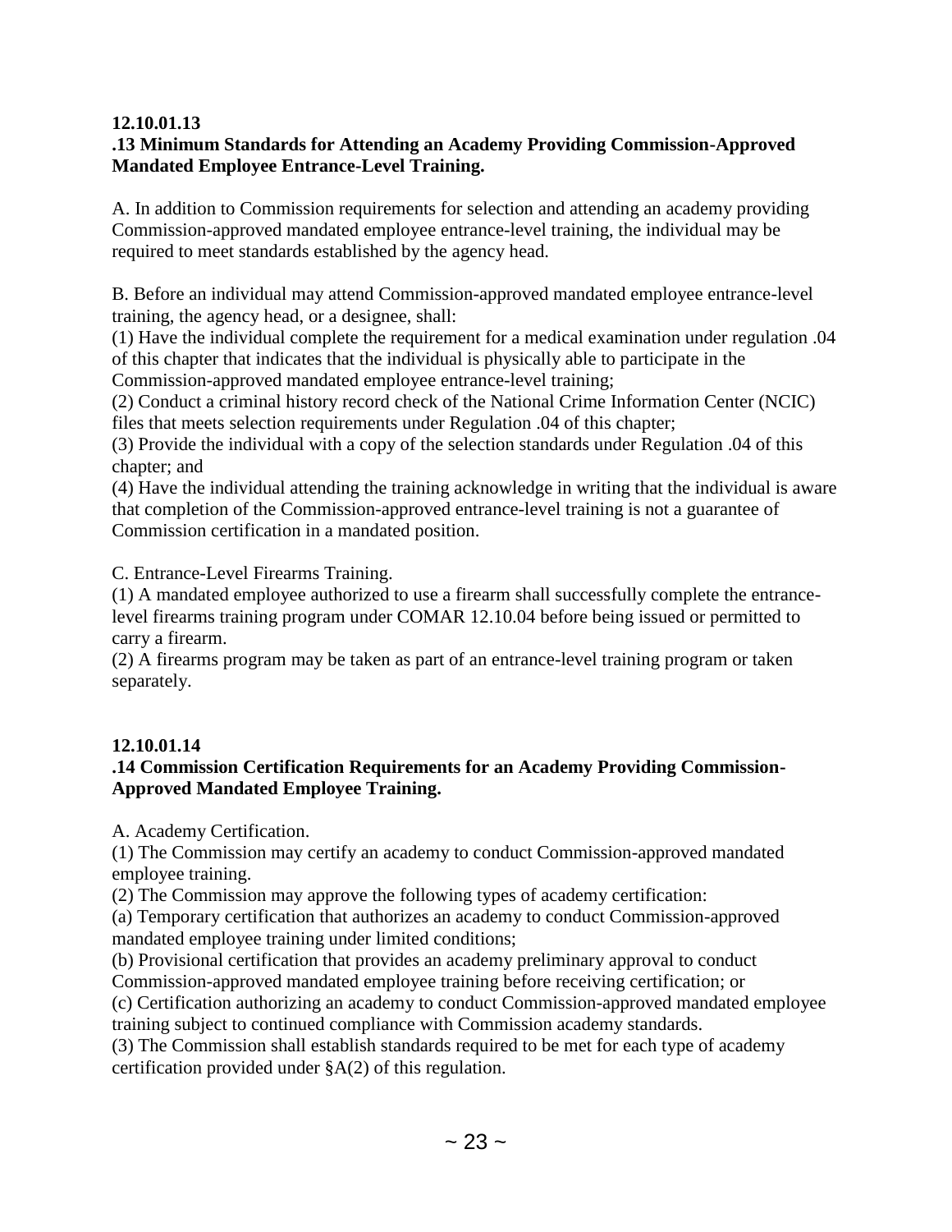**12.10.01.13**
**.13 Minimum Standards for Attending an Academy Providing Commission-Approved Mandated Employee Entrance-Level Training.**

A. In addition to Commission requirements for selection and attending an academy providing Commission-approved mandated employee entrance-level training, the individual may be required to meet standards established by the agency head.

B. Before an individual may attend Commission-approved mandated employee entrance-level training, the agency head, or a designee, shall:
(1) Have the individual complete the requirement for a medical examination under regulation .04 of this chapter that indicates that the individual is physically able to participate in the Commission-approved mandated employee entrance-level training;
(2) Conduct a criminal history record check of the National Crime Information Center (NCIC) files that meets selection requirements under Regulation .04 of this chapter;
(3) Provide the individual with a copy of the selection standards under Regulation .04 of this chapter; and
(4) Have the individual attending the training acknowledge in writing that the individual is aware that completion of the Commission-approved entrance-level training is not a guarantee of Commission certification in a mandated position.

C. Entrance-Level Firearms Training.
(1) A mandated employee authorized to use a firearm shall successfully complete the entrance-level firearms training program under COMAR 12.10.04 before being issued or permitted to carry a firearm.
(2) A firearms program may be taken as part of an entrance-level training program or taken separately.

**12.10.01.14**
**.14 Commission Certification Requirements for an Academy Providing Commission-Approved Mandated Employee Training.**

A. Academy Certification.
(1) The Commission may certify an academy to conduct Commission-approved mandated employee training.
(2) The Commission may approve the following types of academy certification:
(a) Temporary certification that authorizes an academy to conduct Commission-approved mandated employee training under limited conditions;
(b) Provisional certification that provides an academy preliminary approval to conduct Commission-approved mandated employee training before receiving certification; or
(c) Certification authorizing an academy to conduct Commission-approved mandated employee training subject to continued compliance with Commission academy standards.
(3) The Commission shall establish standards required to be met for each type of academy certification provided under §A(2) of this regulation.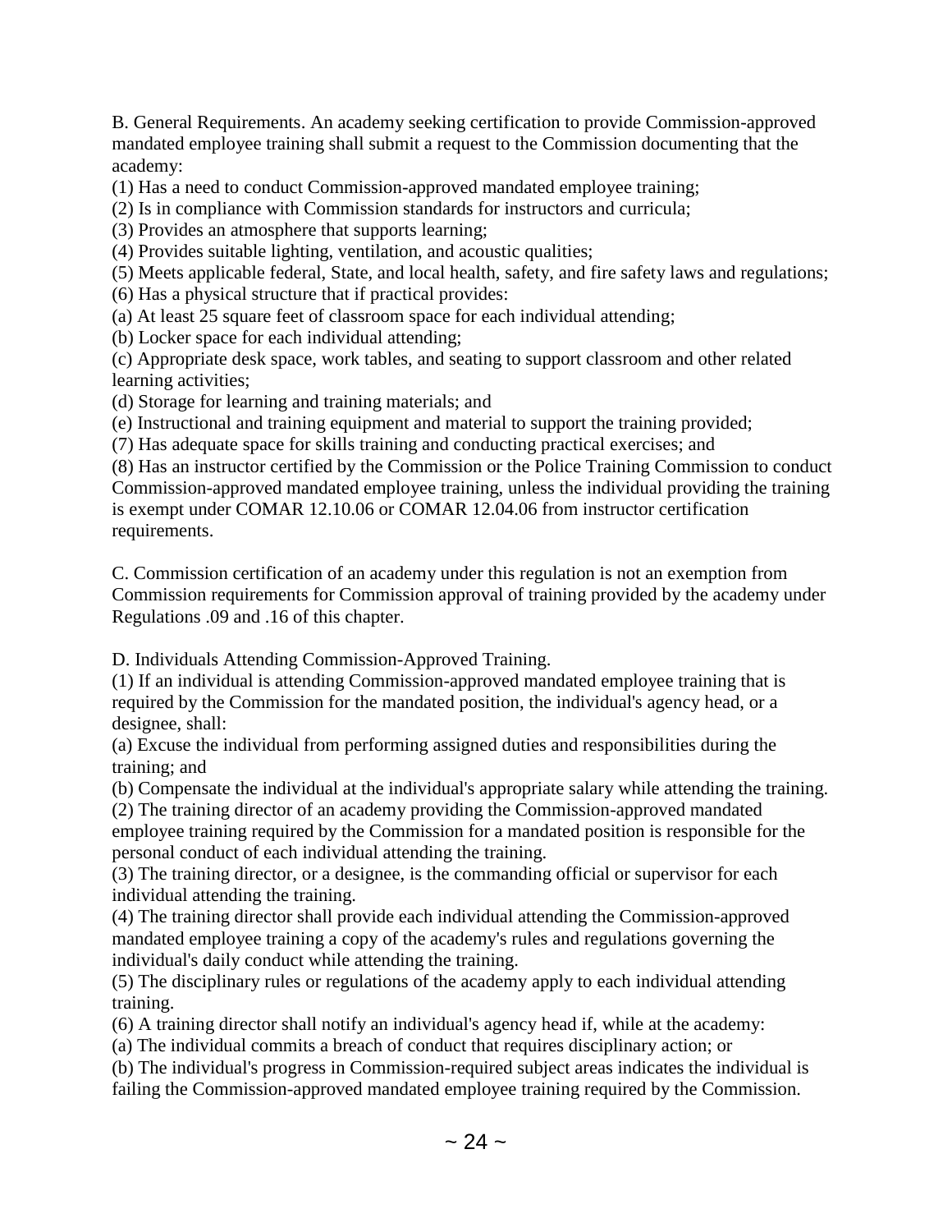B. General Requirements. An academy seeking certification to provide Commission-approved mandated employee training shall submit a request to the Commission documenting that the academy:

(1) Has a need to conduct Commission-approved mandated employee training;

(2) Is in compliance with Commission standards for instructors and curricula;

(3) Provides an atmosphere that supports learning;

(4) Provides suitable lighting, ventilation, and acoustic qualities;

(5) Meets applicable federal, State, and local health, safety, and fire safety laws and regulations;

(6) Has a physical structure that if practical provides:

(a) At least 25 square feet of classroom space for each individual attending;

(b) Locker space for each individual attending;

(c) Appropriate desk space, work tables, and seating to support classroom and other related learning activities;

(d) Storage for learning and training materials; and

(e) Instructional and training equipment and material to support the training provided;

(7) Has adequate space for skills training and conducting practical exercises; and

(8) Has an instructor certified by the Commission or the Police Training Commission to conduct Commission-approved mandated employee training, unless the individual providing the training is exempt under COMAR 12.10.06 or COMAR 12.04.06 from instructor certification requirements.

C. Commission certification of an academy under this regulation is not an exemption from Commission requirements for Commission approval of training provided by the academy under Regulations .09 and .16 of this chapter.

D. Individuals Attending Commission-Approved Training.

(1) If an individual is attending Commission-approved mandated employee training that is required by the Commission for the mandated position, the individual's agency head, or a designee, shall:

(a) Excuse the individual from performing assigned duties and responsibilities during the training; and

(b) Compensate the individual at the individual's appropriate salary while attending the training.

(2) The training director of an academy providing the Commission-approved mandated employee training required by the Commission for a mandated position is responsible for the personal conduct of each individual attending the training.

(3) The training director, or a designee, is the commanding official or supervisor for each individual attending the training.

(4) The training director shall provide each individual attending the Commission-approved mandated employee training a copy of the academy's rules and regulations governing the individual's daily conduct while attending the training.

(5) The disciplinary rules or regulations of the academy apply to each individual attending training.

(6) A training director shall notify an individual's agency head if, while at the academy:

(a) The individual commits a breach of conduct that requires disciplinary action; or

(b) The individual's progress in Commission-required subject areas indicates the individual is failing the Commission-approved mandated employee training required by the Commission.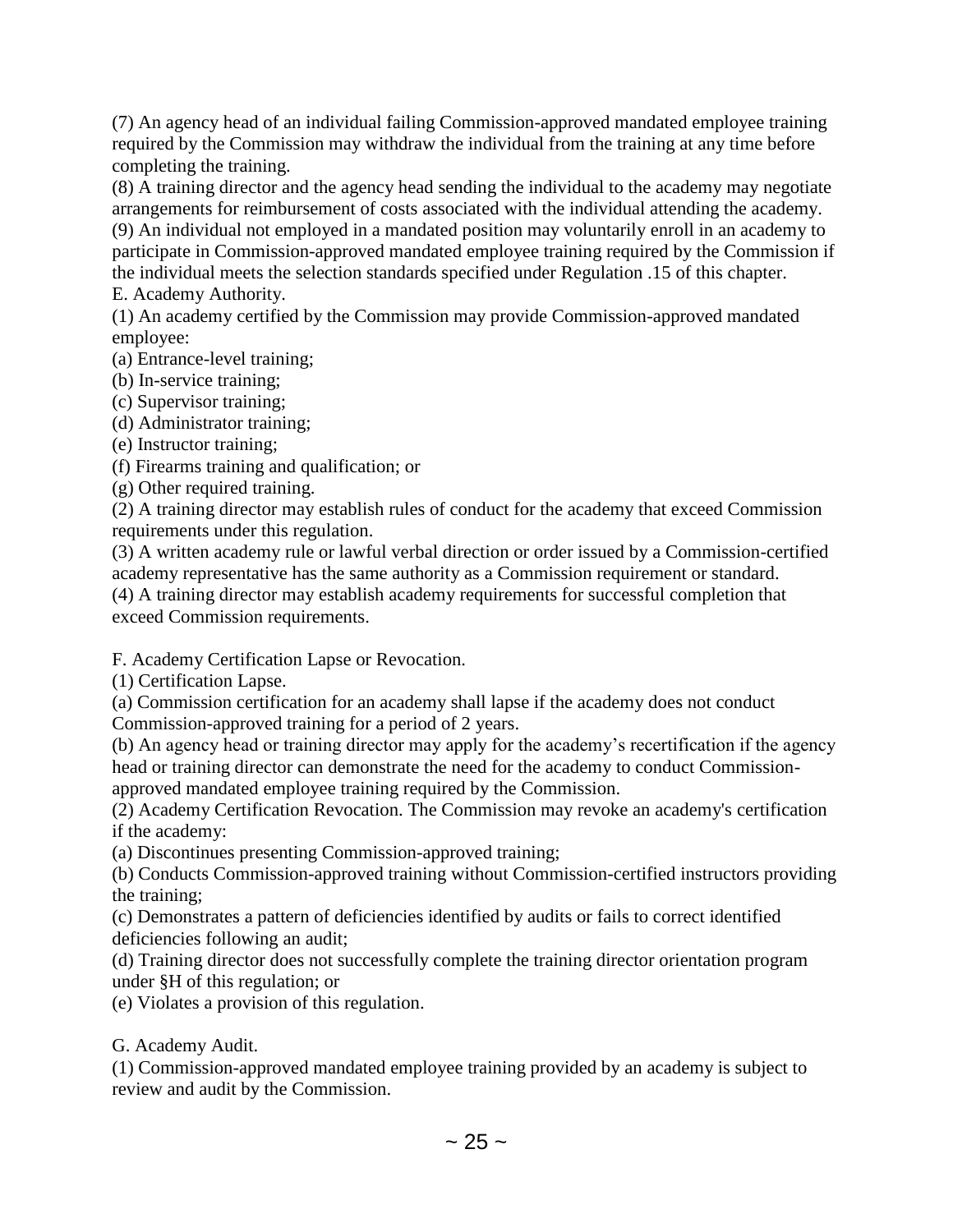(7) An agency head of an individual failing Commission-approved mandated employee training required by the Commission may withdraw the individual from the training at any time before completing the training.

(8) A training director and the agency head sending the individual to the academy may negotiate arrangements for reimbursement of costs associated with the individual attending the academy.

(9) An individual not employed in a mandated position may voluntarily enroll in an academy to participate in Commission-approved mandated employee training required by the Commission if the individual meets the selection standards specified under Regulation .15 of this chapter.

E. Academy Authority.

(1) An academy certified by the Commission may provide Commission-approved mandated employee:

(a) Entrance-level training;

(b) In-service training;

(c) Supervisor training;

(d) Administrator training;

(e) Instructor training;

(f) Firearms training and qualification; or

(g) Other required training.

(2) A training director may establish rules of conduct for the academy that exceed Commission requirements under this regulation.

(3) A written academy rule or lawful verbal direction or order issued by a Commission-certified academy representative has the same authority as a Commission requirement or standard.

(4) A training director may establish academy requirements for successful completion that exceed Commission requirements.

F. Academy Certification Lapse or Revocation.

(1) Certification Lapse.

(a) Commission certification for an academy shall lapse if the academy does not conduct Commission-approved training for a period of 2 years.

(b) An agency head or training director may apply for the academy's recertification if the agency head or training director can demonstrate the need for the academy to conduct Commission-approved mandated employee training required by the Commission.

(2) Academy Certification Revocation. The Commission may revoke an academy's certification if the academy:

(a) Discontinues presenting Commission-approved training;

(b) Conducts Commission-approved training without Commission-certified instructors providing the training;

(c) Demonstrates a pattern of deficiencies identified by audits or fails to correct identified deficiencies following an audit;

(d) Training director does not successfully complete the training director orientation program under §H of this regulation; or

(e) Violates a provision of this regulation.

G. Academy Audit.

(1) Commission-approved mandated employee training provided by an academy is subject to review and audit by the Commission.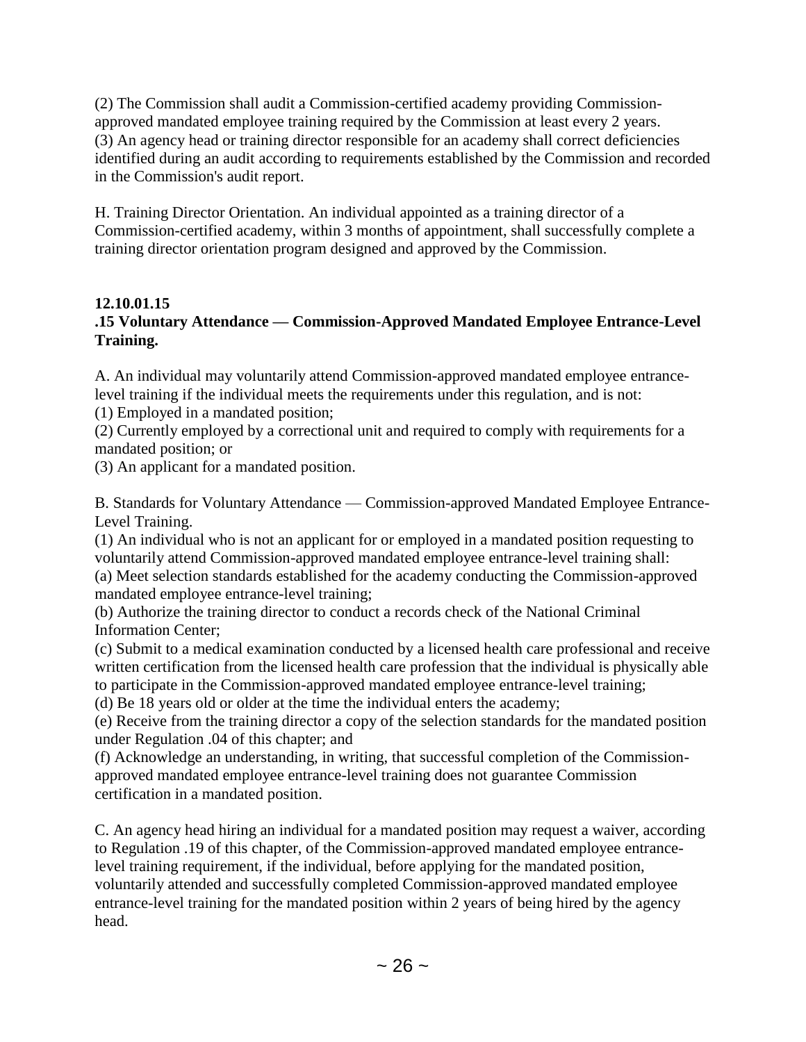(2) The Commission shall audit a Commission-certified academy providing Commission-approved mandated employee training required by the Commission at least every 2 years.
(3) An agency head or training director responsible for an academy shall correct deficiencies identified during an audit according to requirements established by the Commission and recorded in the Commission's audit report.

H. Training Director Orientation. An individual appointed as a training director of a Commission-certified academy, within 3 months of appointment, shall successfully complete a training director orientation program designed and approved by the Commission.

**12.10.01.15**
**.15 Voluntary Attendance — Commission-Approved Mandated Employee Entrance-Level Training.**

A. An individual may voluntarily attend Commission-approved mandated employee entrance-level training if the individual meets the requirements under this regulation, and is not:
(1) Employed in a mandated position;
(2) Currently employed by a correctional unit and required to comply with requirements for a mandated position; or
(3) An applicant for a mandated position.

B. Standards for Voluntary Attendance — Commission-approved Mandated Employee Entrance-Level Training.
(1) An individual who is not an applicant for or employed in a mandated position requesting to voluntarily attend Commission-approved mandated employee entrance-level training shall:
(a) Meet selection standards established for the academy conducting the Commission-approved mandated employee entrance-level training;
(b) Authorize the training director to conduct a records check of the National Criminal Information Center;
(c) Submit to a medical examination conducted by a licensed health care professional and receive written certification from the licensed health care profession that the individual is physically able to participate in the Commission-approved mandated employee entrance-level training;
(d) Be 18 years old or older at the time the individual enters the academy;
(e) Receive from the training director a copy of the selection standards for the mandated position under Regulation .04 of this chapter; and
(f) Acknowledge an understanding, in writing, that successful completion of the Commission-approved mandated employee entrance-level training does not guarantee Commission certification in a mandated position.

C. An agency head hiring an individual for a mandated position may request a waiver, according to Regulation .19 of this chapter, of the Commission-approved mandated employee entrance-level training requirement, if the individual, before applying for the mandated position, voluntarily attended and successfully completed Commission-approved mandated employee entrance-level training for the mandated position within 2 years of being hired by the agency head.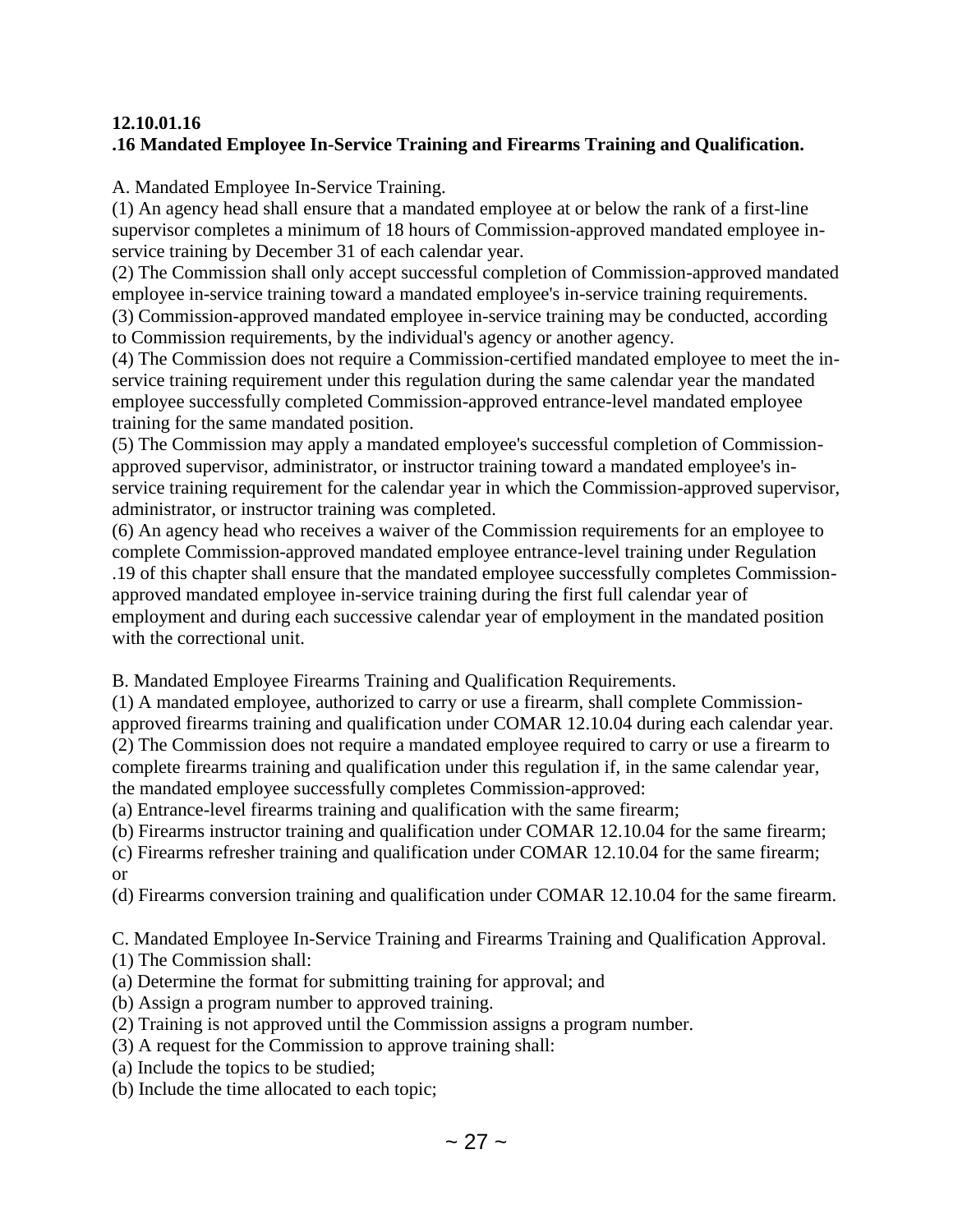**12.10.01.16**
**.16 Mandated Employee In-Service Training and Firearms Training and Qualification.**

A. Mandated Employee In-Service Training.
(1) An agency head shall ensure that a mandated employee at or below the rank of a first-line supervisor completes a minimum of 18 hours of Commission-approved mandated employee in-service training by December 31 of each calendar year.
(2) The Commission shall only accept successful completion of Commission-approved mandated employee in-service training toward a mandated employee's in-service training requirements.
(3) Commission-approved mandated employee in-service training may be conducted, according to Commission requirements, by the individual's agency or another agency.
(4) The Commission does not require a Commission-certified mandated employee to meet the in-service training requirement under this regulation during the same calendar year the mandated employee successfully completed Commission-approved entrance-level mandated employee training for the same mandated position.
(5) The Commission may apply a mandated employee's successful completion of Commission-approved supervisor, administrator, or instructor training toward a mandated employee's in-service training requirement for the calendar year in which the Commission-approved supervisor, administrator, or instructor training was completed.
(6) An agency head who receives a waiver of the Commission requirements for an employee to complete Commission-approved mandated employee entrance-level training under Regulation .19 of this chapter shall ensure that the mandated employee successfully completes Commission-approved mandated employee in-service training during the first full calendar year of employment and during each successive calendar year of employment in the mandated position with the correctional unit.

B. Mandated Employee Firearms Training and Qualification Requirements.
(1) A mandated employee, authorized to carry or use a firearm, shall complete Commission-approved firearms training and qualification under COMAR 12.10.04 during each calendar year.
(2) The Commission does not require a mandated employee required to carry or use a firearm to complete firearms training and qualification under this regulation if, in the same calendar year, the mandated employee successfully completes Commission-approved:
(a) Entrance-level firearms training and qualification with the same firearm;
(b) Firearms instructor training and qualification under COMAR 12.10.04 for the same firearm;
(c) Firearms refresher training and qualification under COMAR 12.10.04 for the same firearm; or
(d) Firearms conversion training and qualification under COMAR 12.10.04 for the same firearm.

C. Mandated Employee In-Service Training and Firearms Training and Qualification Approval.
(1) The Commission shall:
(a) Determine the format for submitting training for approval; and
(b) Assign a program number to approved training.
(2) Training is not approved until the Commission assigns a program number.
(3) A request for the Commission to approve training shall:
(a) Include the topics to be studied;
(b) Include the time allocated to each topic;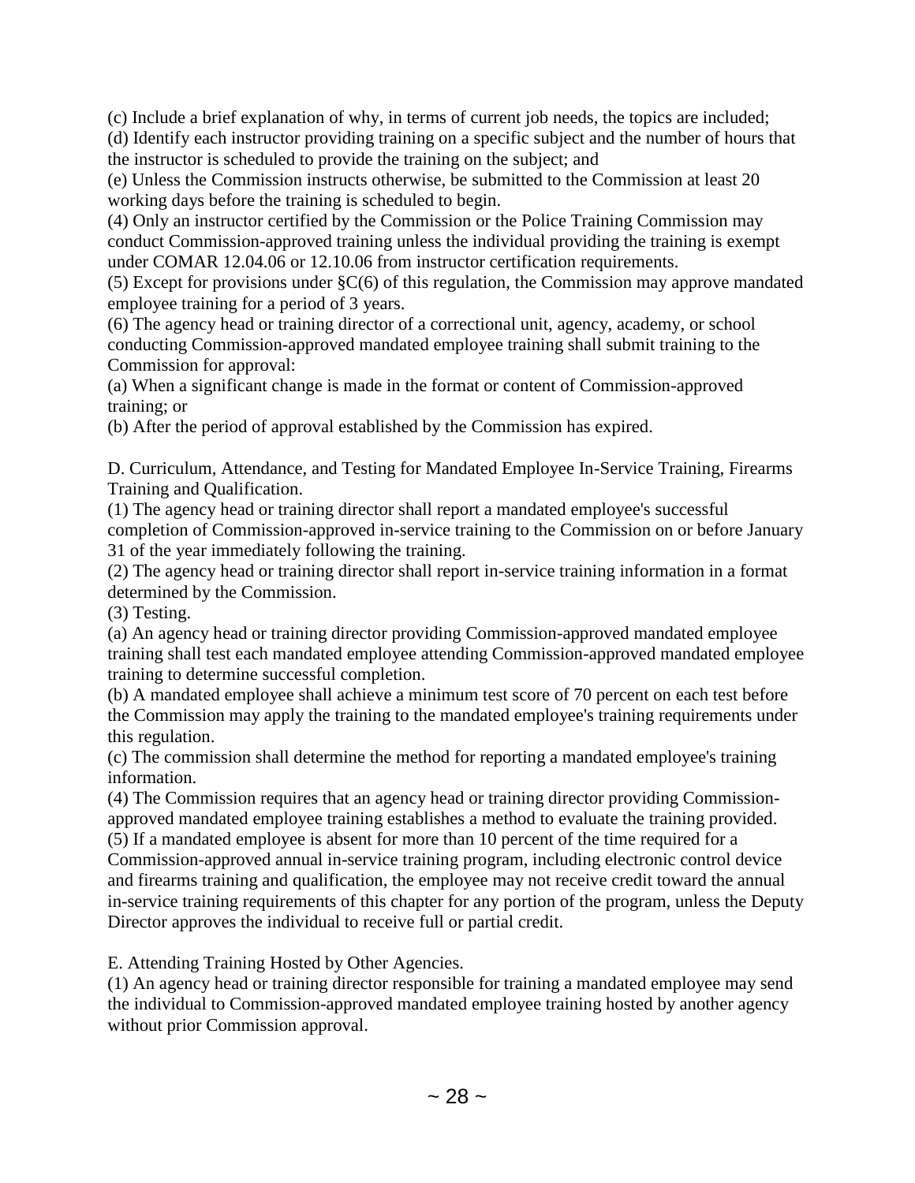(c) Include a brief explanation of why, in terms of current job needs, the topics are included;

(d) Identify each instructor providing training on a specific subject and the number of hours that the instructor is scheduled to provide the training on the subject; and

(e) Unless the Commission instructs otherwise, be submitted to the Commission at least 20 working days before the training is scheduled to begin.

(4) Only an instructor certified by the Commission or the Police Training Commission may conduct Commission-approved training unless the individual providing the training is exempt under COMAR 12.04.06 or 12.10.06 from instructor certification requirements.

(5) Except for provisions under §C(6) of this regulation, the Commission may approve mandated employee training for a period of 3 years.

(6) The agency head or training director of a correctional unit, agency, academy, or school conducting Commission-approved mandated employee training shall submit training to the Commission for approval:

(a) When a significant change is made in the format or content of Commission-approved training; or

(b) After the period of approval established by the Commission has expired.

D. Curriculum, Attendance, and Testing for Mandated Employee In-Service Training, Firearms Training and Qualification.

(1) The agency head or training director shall report a mandated employee's successful completion of Commission-approved in-service training to the Commission on or before January 31 of the year immediately following the training.

(2) The agency head or training director shall report in-service training information in a format determined by the Commission.

(3) Testing.

(a) An agency head or training director providing Commission-approved mandated employee training shall test each mandated employee attending Commission-approved mandated employee training to determine successful completion.

(b) A mandated employee shall achieve a minimum test score of 70 percent on each test before the Commission may apply the training to the mandated employee's training requirements under this regulation.

(c) The commission shall determine the method for reporting a mandated employee's training information.

(4) The Commission requires that an agency head or training director providing Commission-approved mandated employee training establishes a method to evaluate the training provided.

(5) If a mandated employee is absent for more than 10 percent of the time required for a Commission-approved annual in-service training program, including electronic control device and firearms training and qualification, the employee may not receive credit toward the annual in-service training requirements of this chapter for any portion of the program, unless the Deputy Director approves the individual to receive full or partial credit.

E. Attending Training Hosted by Other Agencies.

(1) An agency head or training director responsible for training a mandated employee may send the individual to Commission-approved mandated employee training hosted by another agency without prior Commission approval.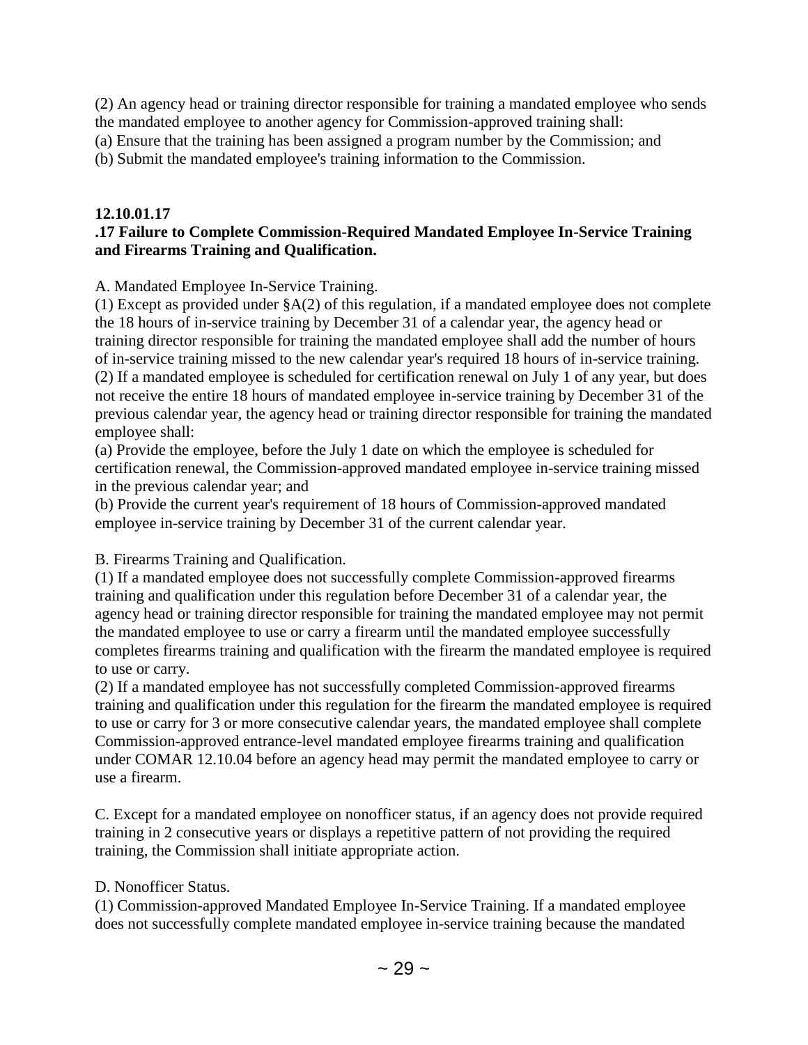(2) An agency head or training director responsible for training a mandated employee who sends the mandated employee to another agency for Commission-approved training shall:
(a) Ensure that the training has been assigned a program number by the Commission; and
(b) Submit the mandated employee's training information to the Commission.

**12.10.01.17**
**.17 Failure to Complete Commission-Required Mandated Employee In-Service Training and Firearms Training and Qualification.**

A. Mandated Employee In-Service Training.
(1) Except as provided under §A(2) of this regulation, if a mandated employee does not complete the 18 hours of in-service training by December 31 of a calendar year, the agency head or training director responsible for training the mandated employee shall add the number of hours of in-service training missed to the new calendar year's required 18 hours of in-service training.
(2) If a mandated employee is scheduled for certification renewal on July 1 of any year, but does not receive the entire 18 hours of mandated employee in-service training by December 31 of the previous calendar year, the agency head or training director responsible for training the mandated employee shall:
(a) Provide the employee, before the July 1 date on which the employee is scheduled for certification renewal, the Commission-approved mandated employee in-service training missed in the previous calendar year; and
(b) Provide the current year's requirement of 18 hours of Commission-approved mandated employee in-service training by December 31 of the current calendar year.

B. Firearms Training and Qualification.
(1) If a mandated employee does not successfully complete Commission-approved firearms training and qualification under this regulation before December 31 of a calendar year, the agency head or training director responsible for training the mandated employee may not permit the mandated employee to use or carry a firearm until the mandated employee successfully completes firearms training and qualification with the firearm the mandated employee is required to use or carry.
(2) If a mandated employee has not successfully completed Commission-approved firearms training and qualification under this regulation for the firearm the mandated employee is required to use or carry for 3 or more consecutive calendar years, the mandated employee shall complete Commission-approved entrance-level mandated employee firearms training and qualification under COMAR 12.10.04 before an agency head may permit the mandated employee to carry or use a firearm.

C. Except for a mandated employee on nonofficer status, if an agency does not provide required training in 2 consecutive years or displays a repetitive pattern of not providing the required training, the Commission shall initiate appropriate action.

D. Nonofficer Status.
(1) Commission-approved Mandated Employee In-Service Training. If a mandated employee does not successfully complete mandated employee in-service training because the mandated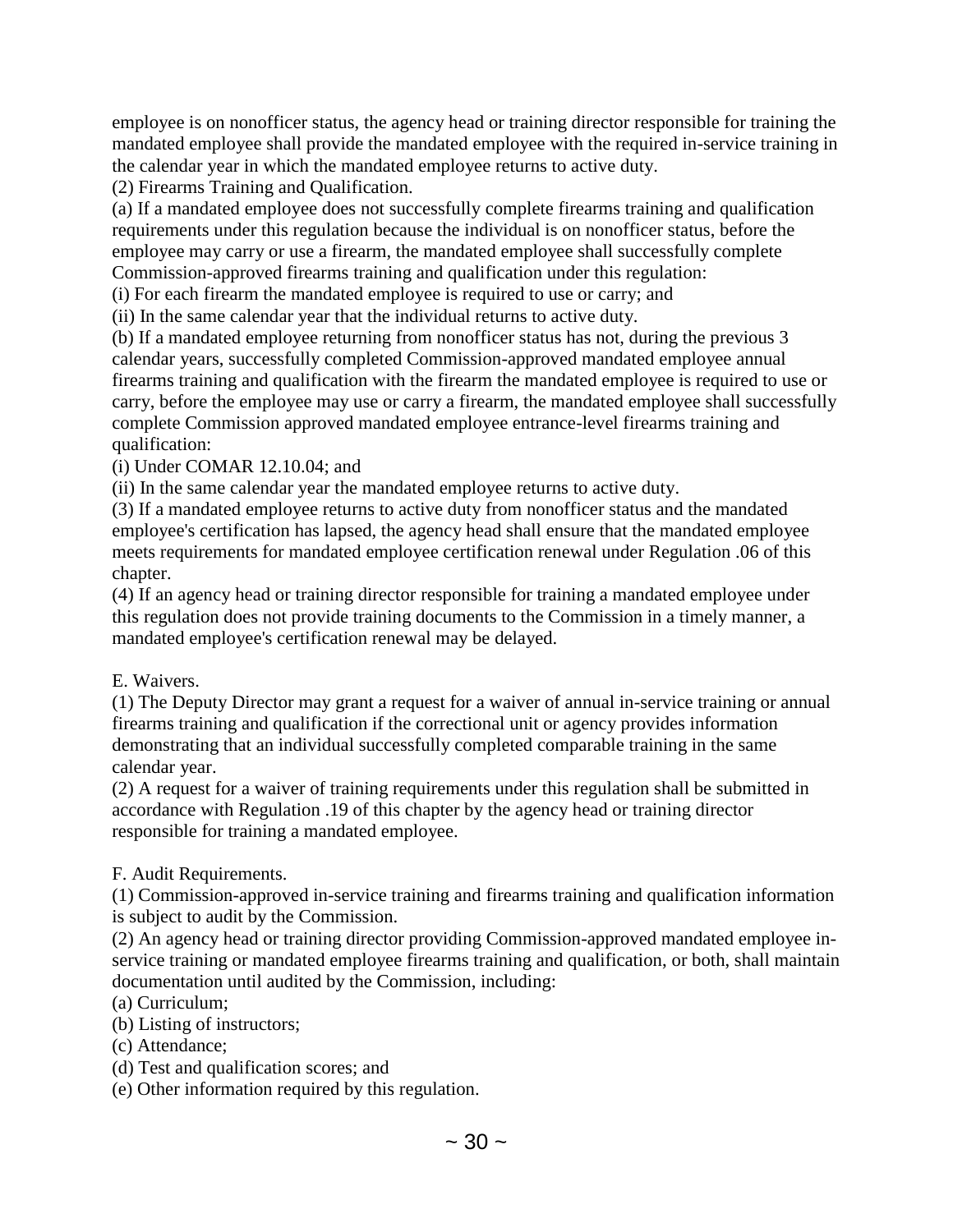employee is on nonofficer status, the agency head or training director responsible for training the mandated employee shall provide the mandated employee with the required in-service training in the calendar year in which the mandated employee returns to active duty.

(2) Firearms Training and Qualification.

(a) If a mandated employee does not successfully complete firearms training and qualification requirements under this regulation because the individual is on nonofficer status, before the employee may carry or use a firearm, the mandated employee shall successfully complete Commission-approved firearms training and qualification under this regulation:

(i) For each firearm the mandated employee is required to use or carry; and

(ii) In the same calendar year that the individual returns to active duty.

(b) If a mandated employee returning from nonofficer status has not, during the previous 3 calendar years, successfully completed Commission-approved mandated employee annual firearms training and qualification with the firearm the mandated employee is required to use or carry, before the employee may use or carry a firearm, the mandated employee shall successfully complete Commission approved mandated employee entrance-level firearms training and qualification:

(i) Under COMAR 12.10.04; and

(ii) In the same calendar year the mandated employee returns to active duty.

(3) If a mandated employee returns to active duty from nonofficer status and the mandated employee's certification has lapsed, the agency head shall ensure that the mandated employee meets requirements for mandated employee certification renewal under Regulation .06 of this chapter.

(4) If an agency head or training director responsible for training a mandated employee under this regulation does not provide training documents to the Commission in a timely manner, a mandated employee's certification renewal may be delayed.

E. Waivers.

(1) The Deputy Director may grant a request for a waiver of annual in-service training or annual firearms training and qualification if the correctional unit or agency provides information demonstrating that an individual successfully completed comparable training in the same calendar year.

(2) A request for a waiver of training requirements under this regulation shall be submitted in accordance with Regulation .19 of this chapter by the agency head or training director responsible for training a mandated employee.

F. Audit Requirements.

(1) Commission-approved in-service training and firearms training and qualification information is subject to audit by the Commission.

(2) An agency head or training director providing Commission-approved mandated employee in-service training or mandated employee firearms training and qualification, or both, shall maintain documentation until audited by the Commission, including:

(a) Curriculum;

(b) Listing of instructors;

(c) Attendance;

(d) Test and qualification scores; and

(e) Other information required by this regulation.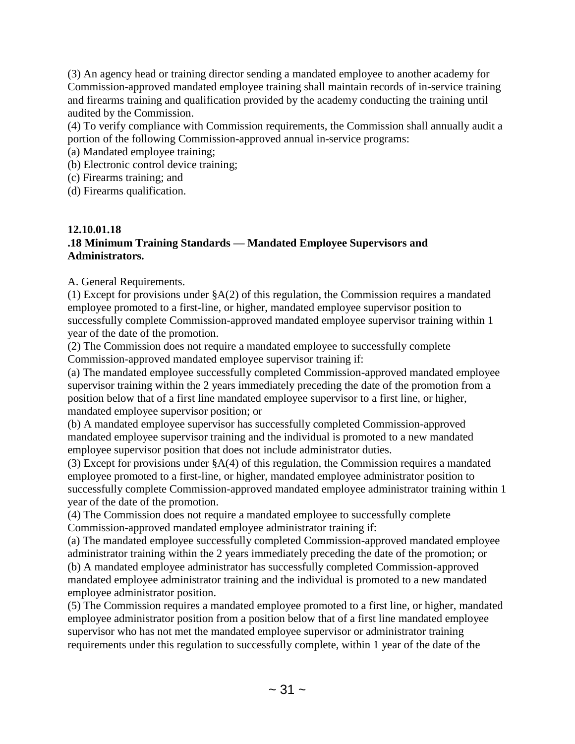(3) An agency head or training director sending a mandated employee to another academy for Commission-approved mandated employee training shall maintain records of in-service training and firearms training and qualification provided by the academy conducting the training until audited by the Commission.

(4) To verify compliance with Commission requirements, the Commission shall annually audit a portion of the following Commission-approved annual in-service programs:

(a) Mandated employee training;

(b) Electronic control device training;

(c) Firearms training; and

(d) Firearms qualification.

**12.10.01.18**

**.18 Minimum Training Standards — Mandated Employee Supervisors and Administrators.**

A. General Requirements.

(1) Except for provisions under §A(2) of this regulation, the Commission requires a mandated employee promoted to a first-line, or higher, mandated employee supervisor position to successfully complete Commission-approved mandated employee supervisor training within 1 year of the date of the promotion.

(2) The Commission does not require a mandated employee to successfully complete Commission-approved mandated employee supervisor training if:

(a) The mandated employee successfully completed Commission-approved mandated employee supervisor training within the 2 years immediately preceding the date of the promotion from a position below that of a first line mandated employee supervisor to a first line, or higher, mandated employee supervisor position; or

(b) A mandated employee supervisor has successfully completed Commission-approved mandated employee supervisor training and the individual is promoted to a new mandated employee supervisor position that does not include administrator duties.

(3) Except for provisions under §A(4) of this regulation, the Commission requires a mandated employee promoted to a first-line, or higher, mandated employee administrator position to successfully complete Commission-approved mandated employee administrator training within 1 year of the date of the promotion.

(4) The Commission does not require a mandated employee to successfully complete Commission-approved mandated employee administrator training if:

(a) The mandated employee successfully completed Commission-approved mandated employee administrator training within the 2 years immediately preceding the date of the promotion; or

(b) A mandated employee administrator has successfully completed Commission-approved mandated employee administrator training and the individual is promoted to a new mandated employee administrator position.

(5) The Commission requires a mandated employee promoted to a first line, or higher, mandated employee administrator position from a position below that of a first line mandated employee supervisor who has not met the mandated employee supervisor or administrator training requirements under this regulation to successfully complete, within 1 year of the date of the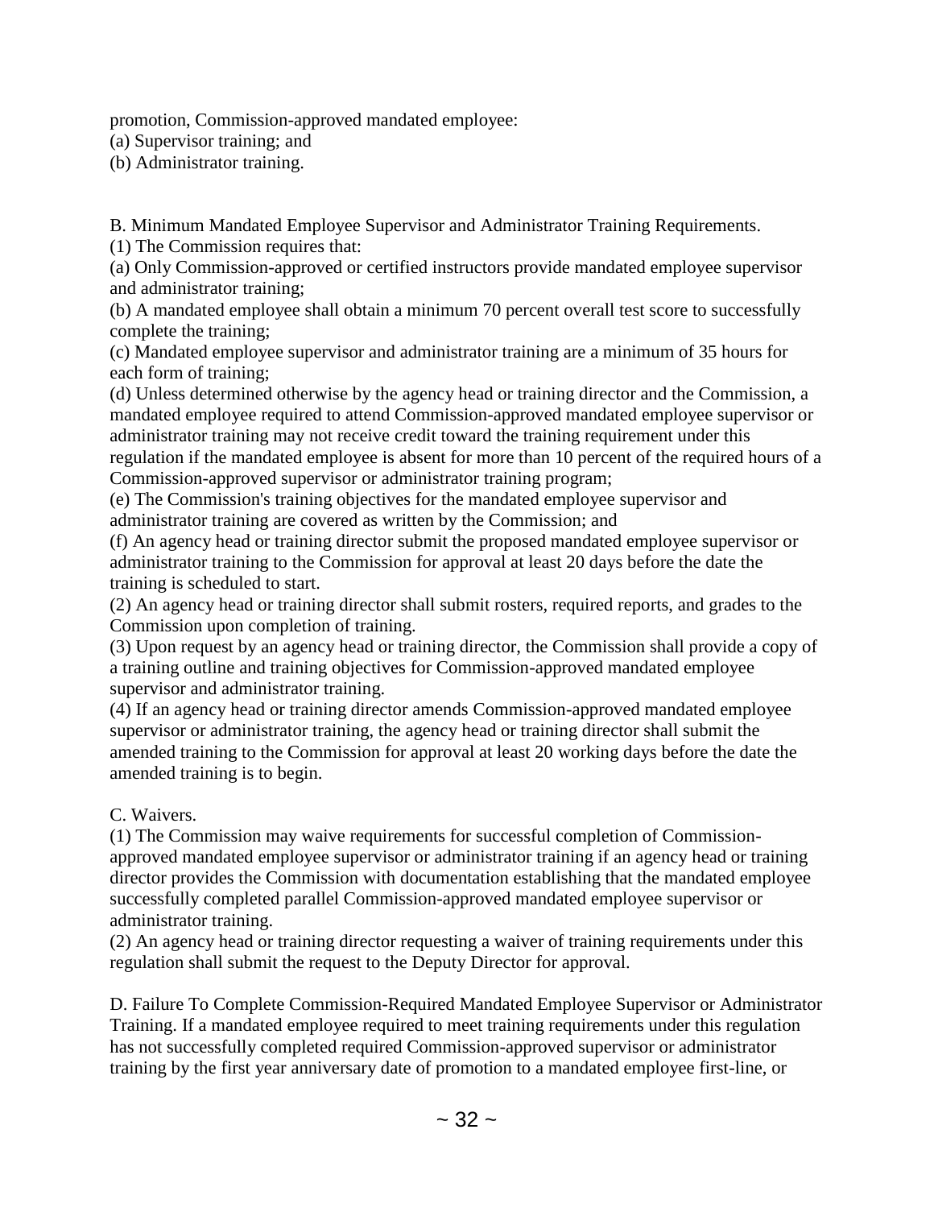promotion, Commission-approved mandated employee:

(a) Supervisor training; and

(b) Administrator training.

B. Minimum Mandated Employee Supervisor and Administrator Training Requirements.

(1) The Commission requires that:

(a) Only Commission-approved or certified instructors provide mandated employee supervisor and administrator training;

(b) A mandated employee shall obtain a minimum 70 percent overall test score to successfully complete the training;

(c) Mandated employee supervisor and administrator training are a minimum of 35 hours for each form of training;

(d) Unless determined otherwise by the agency head or training director and the Commission, a mandated employee required to attend Commission-approved mandated employee supervisor or administrator training may not receive credit toward the training requirement under this regulation if the mandated employee is absent for more than 10 percent of the required hours of a Commission-approved supervisor or administrator training program;

(e) The Commission's training objectives for the mandated employee supervisor and administrator training are covered as written by the Commission; and

(f) An agency head or training director submit the proposed mandated employee supervisor or administrator training to the Commission for approval at least 20 days before the date the training is scheduled to start.

(2) An agency head or training director shall submit rosters, required reports, and grades to the Commission upon completion of training.

(3) Upon request by an agency head or training director, the Commission shall provide a copy of a training outline and training objectives for Commission-approved mandated employee supervisor and administrator training.

(4) If an agency head or training director amends Commission-approved mandated employee supervisor or administrator training, the agency head or training director shall submit the amended training to the Commission for approval at least 20 working days before the date the amended training is to begin.

C. Waivers.

(1) The Commission may waive requirements for successful completion of Commission-approved mandated employee supervisor or administrator training if an agency head or training director provides the Commission with documentation establishing that the mandated employee successfully completed parallel Commission-approved mandated employee supervisor or administrator training.

(2) An agency head or training director requesting a waiver of training requirements under this regulation shall submit the request to the Deputy Director for approval.

D. Failure To Complete Commission-Required Mandated Employee Supervisor or Administrator Training. If a mandated employee required to meet training requirements under this regulation has not successfully completed required Commission-approved supervisor or administrator training by the first year anniversary date of promotion to a mandated employee first-line, or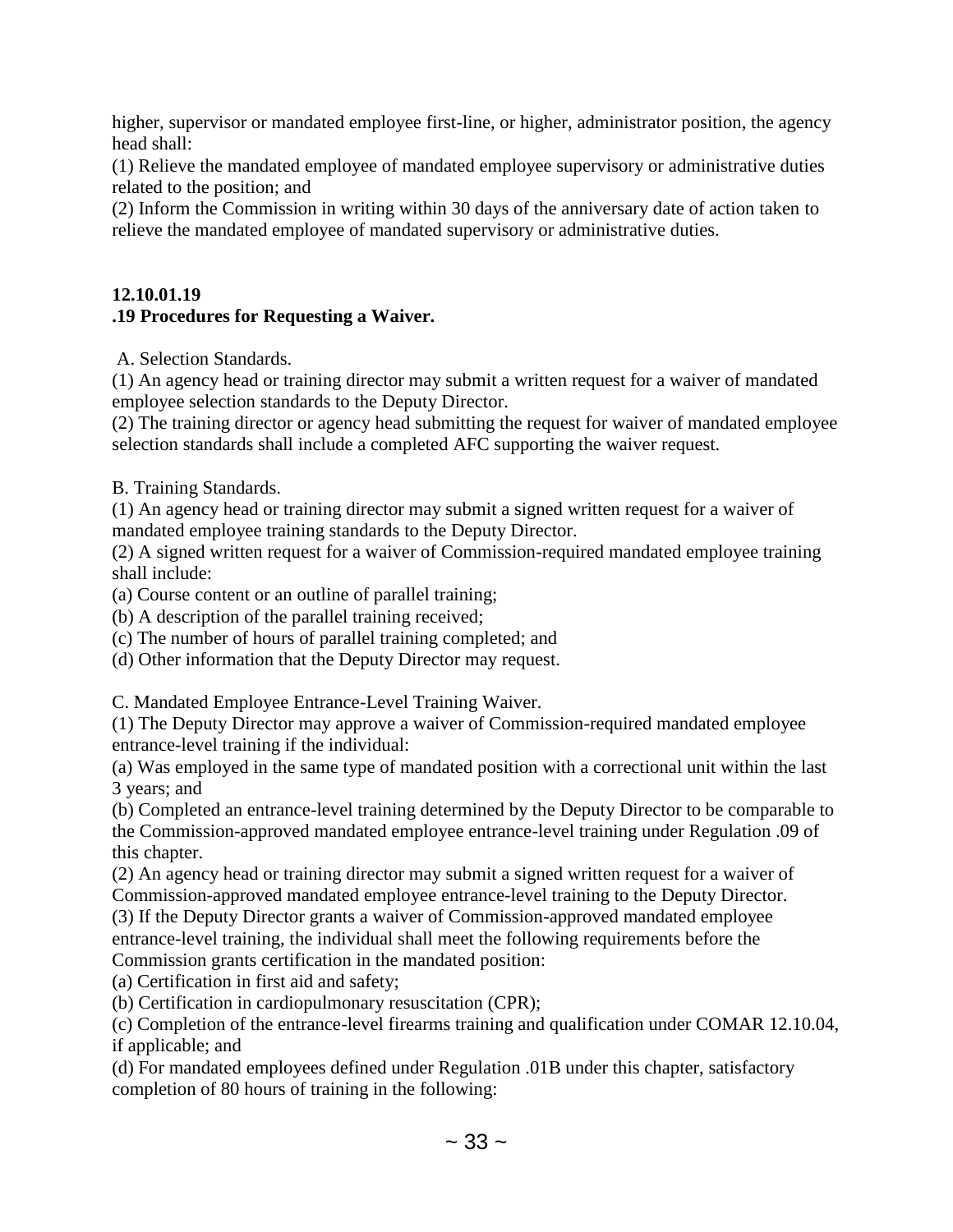higher, supervisor or mandated employee first-line, or higher, administrator position, the agency head shall:

(1) Relieve the mandated employee of mandated employee supervisory or administrative duties related to the position; and

(2) Inform the Commission in writing within 30 days of the anniversary date of action taken to relieve the mandated employee of mandated supervisory or administrative duties.

**12.10.01.19**
**.19 Procedures for Requesting a Waiver.**

A. Selection Standards.

(1) An agency head or training director may submit a written request for a waiver of mandated employee selection standards to the Deputy Director.

(2) The training director or agency head submitting the request for waiver of mandated employee selection standards shall include a completed AFC supporting the waiver request.

B. Training Standards.

(1) An agency head or training director may submit a signed written request for a waiver of mandated employee training standards to the Deputy Director.

(2) A signed written request for a waiver of Commission-required mandated employee training shall include:

(a) Course content or an outline of parallel training;

(b) A description of the parallel training received;

(c) The number of hours of parallel training completed; and

(d) Other information that the Deputy Director may request.

C. Mandated Employee Entrance-Level Training Waiver.

(1) The Deputy Director may approve a waiver of Commission-required mandated employee entrance-level training if the individual:

(a) Was employed in the same type of mandated position with a correctional unit within the last 3 years; and

(b) Completed an entrance-level training determined by the Deputy Director to be comparable to the Commission-approved mandated employee entrance-level training under Regulation .09 of this chapter.

(2) An agency head or training director may submit a signed written request for a waiver of Commission-approved mandated employee entrance-level training to the Deputy Director.

(3) If the Deputy Director grants a waiver of Commission-approved mandated employee entrance-level training, the individual shall meet the following requirements before the Commission grants certification in the mandated position:

(a) Certification in first aid and safety;

(b) Certification in cardiopulmonary resuscitation (CPR);

(c) Completion of the entrance-level firearms training and qualification under COMAR 12.10.04, if applicable; and

(d) For mandated employees defined under Regulation .01B under this chapter, satisfactory completion of 80 hours of training in the following: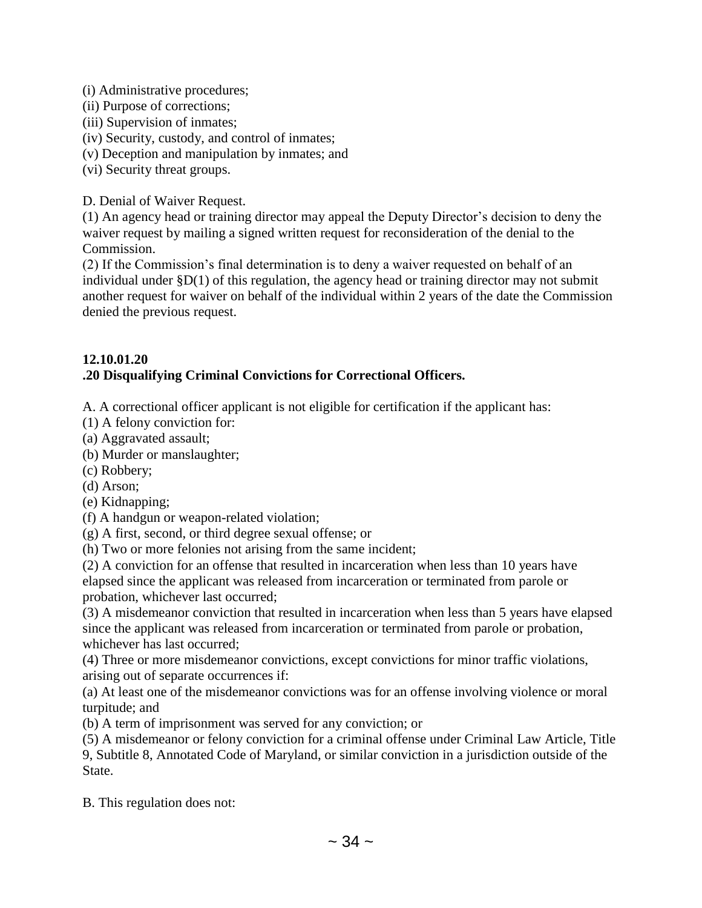(i) Administrative procedures;
(ii) Purpose of corrections;
(iii) Supervision of inmates;
(iv) Security, custody, and control of inmates;
(v) Deception and manipulation by inmates; and
(vi) Security threat groups.

D. Denial of Waiver Request.
(1) An agency head or training director may appeal the Deputy Director's decision to deny the waiver request by mailing a signed written request for reconsideration of the denial to the Commission.
(2) If the Commission's final determination is to deny a waiver requested on behalf of an individual under §D(1) of this regulation, the agency head or training director may not submit another request for waiver on behalf of the individual within 2 years of the date the Commission denied the previous request.

**12.10.01.20**
**.20 Disqualifying Criminal Convictions for Correctional Officers.**

A. A correctional officer applicant is not eligible for certification if the applicant has:
(1) A felony conviction for:
(a) Aggravated assault;
(b) Murder or manslaughter;
(c) Robbery;
(d) Arson;
(e) Kidnapping;
(f) A handgun or weapon-related violation;
(g) A first, second, or third degree sexual offense; or
(h) Two or more felonies not arising from the same incident;
(2) A conviction for an offense that resulted in incarceration when less than 10 years have elapsed since the applicant was released from incarceration or terminated from parole or probation, whichever last occurred;
(3) A misdemeanor conviction that resulted in incarceration when less than 5 years have elapsed since the applicant was released from incarceration or terminated from parole or probation, whichever has last occurred;
(4) Three or more misdemeanor convictions, except convictions for minor traffic violations, arising out of separate occurrences if:
(a) At least one of the misdemeanor convictions was for an offense involving violence or moral turpitude; and
(b) A term of imprisonment was served for any conviction; or
(5) A misdemeanor or felony conviction for a criminal offense under Criminal Law Article, Title 9, Subtitle 8, Annotated Code of Maryland, or similar conviction in a jurisdiction outside of the State.

B. This regulation does not: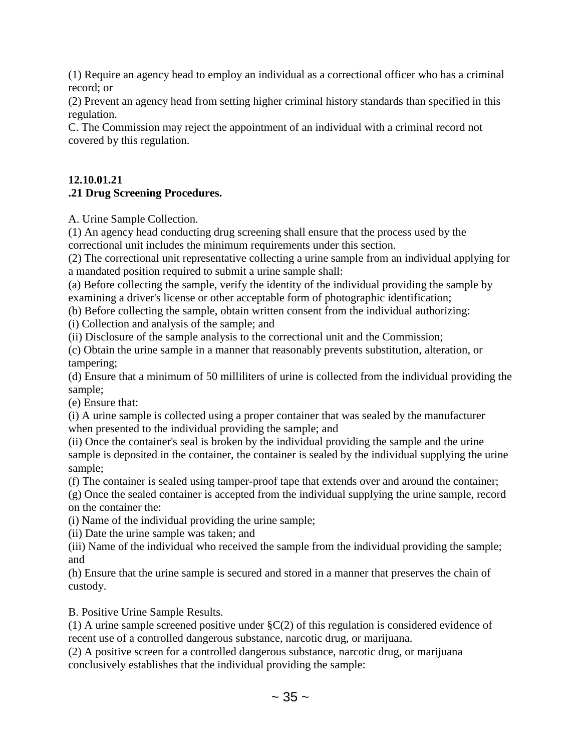(1) Require an agency head to employ an individual as a correctional officer who has a criminal record; or

(2) Prevent an agency head from setting higher criminal history standards than specified in this regulation.

C. The Commission may reject the appointment of an individual with a criminal record not covered by this regulation.

**12.10.01.21**
**.21 Drug Screening Procedures.**

A. Urine Sample Collection.

(1) An agency head conducting drug screening shall ensure that the process used by the correctional unit includes the minimum requirements under this section.

(2) The correctional unit representative collecting a urine sample from an individual applying for a mandated position required to submit a urine sample shall:

(a) Before collecting the sample, verify the identity of the individual providing the sample by examining a driver's license or other acceptable form of photographic identification;

(b) Before collecting the sample, obtain written consent from the individual authorizing:

(i) Collection and analysis of the sample; and

(ii) Disclosure of the sample analysis to the correctional unit and the Commission;

(c) Obtain the urine sample in a manner that reasonably prevents substitution, alteration, or tampering;

(d) Ensure that a minimum of 50 milliliters of urine is collected from the individual providing the sample;

(e) Ensure that:

(i) A urine sample is collected using a proper container that was sealed by the manufacturer when presented to the individual providing the sample; and

(ii) Once the container's seal is broken by the individual providing the sample and the urine sample is deposited in the container, the container is sealed by the individual supplying the urine sample;

(f) The container is sealed using tamper-proof tape that extends over and around the container;

(g) Once the sealed container is accepted from the individual supplying the urine sample, record on the container the:

(i) Name of the individual providing the urine sample;

(ii) Date the urine sample was taken; and

(iii) Name of the individual who received the sample from the individual providing the sample; and

(h) Ensure that the urine sample is secured and stored in a manner that preserves the chain of custody.

B. Positive Urine Sample Results.

(1) A urine sample screened positive under §C(2) of this regulation is considered evidence of recent use of a controlled dangerous substance, narcotic drug, or marijuana.

(2) A positive screen for a controlled dangerous substance, narcotic drug, or marijuana conclusively establishes that the individual providing the sample: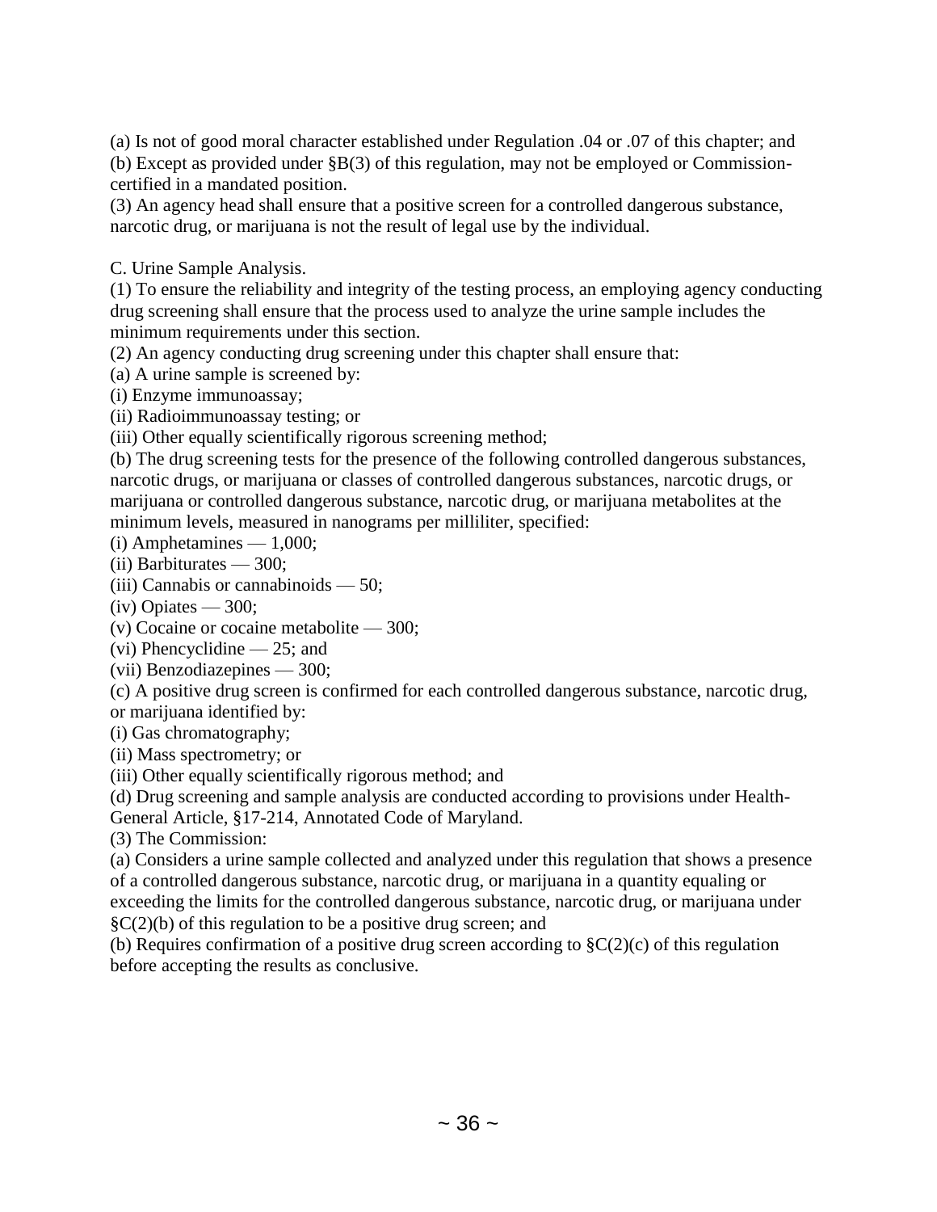(a) Is not of good moral character established under Regulation .04 or .07 of this chapter; and
(b) Except as provided under §B(3) of this regulation, may not be employed or Commission-certified in a mandated position.
(3) An agency head shall ensure that a positive screen for a controlled dangerous substance, narcotic drug, or marijuana is not the result of legal use by the individual.

C. Urine Sample Analysis.
(1) To ensure the reliability and integrity of the testing process, an employing agency conducting drug screening shall ensure that the process used to analyze the urine sample includes the minimum requirements under this section.
(2) An agency conducting drug screening under this chapter shall ensure that:
(a) A urine sample is screened by:
(i) Enzyme immunoassay;
(ii) Radioimmunoassay testing; or
(iii) Other equally scientifically rigorous screening method;
(b) The drug screening tests for the presence of the following controlled dangerous substances, narcotic drugs, or marijuana or classes of controlled dangerous substances, narcotic drugs, or marijuana or controlled dangerous substance, narcotic drug, or marijuana metabolites at the minimum levels, measured in nanograms per milliliter, specified:
(i) Amphetamines — 1,000;
(ii) Barbiturates — 300;
(iii) Cannabis or cannabinoids — 50;
(iv) Opiates — 300;
(v) Cocaine or cocaine metabolite — 300;
(vi) Phencyclidine — 25; and
(vii) Benzodiazepines — 300;
(c) A positive drug screen is confirmed for each controlled dangerous substance, narcotic drug, or marijuana identified by:
(i) Gas chromatography;
(ii) Mass spectrometry; or
(iii) Other equally scientifically rigorous method; and
(d) Drug screening and sample analysis are conducted according to provisions under Health-General Article, §17-214, Annotated Code of Maryland.
(3) The Commission:
(a) Considers a urine sample collected and analyzed under this regulation that shows a presence of a controlled dangerous substance, narcotic drug, or marijuana in a quantity equaling or exceeding the limits for the controlled dangerous substance, narcotic drug, or marijuana under §C(2)(b) of this regulation to be a positive drug screen; and
(b) Requires confirmation of a positive drug screen according to §C(2)(c) of this regulation before accepting the results as conclusive.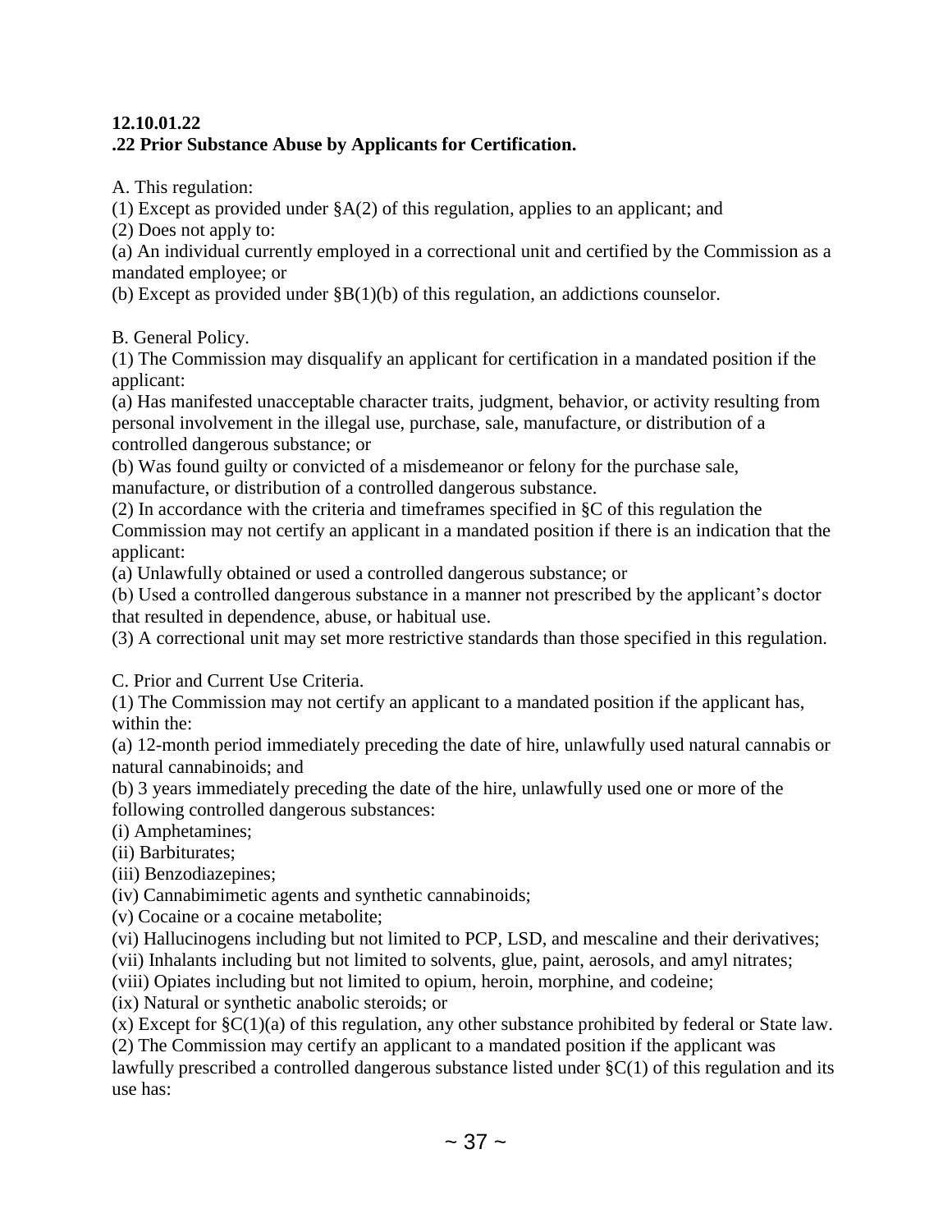**12.10.01.22**
**.22 Prior Substance Abuse by Applicants for Certification.**

A. This regulation:

(1) Except as provided under §A(2) of this regulation, applies to an applicant; and

(2) Does not apply to:

(a) An individual currently employed in a correctional unit and certified by the Commission as a mandated employee; or

(b) Except as provided under §B(1)(b) of this regulation, an addictions counselor.

B. General Policy.

(1) The Commission may disqualify an applicant for certification in a mandated position if the applicant:

(a) Has manifested unacceptable character traits, judgment, behavior, or activity resulting from personal involvement in the illegal use, purchase, sale, manufacture, or distribution of a controlled dangerous substance; or

(b) Was found guilty or convicted of a misdemeanor or felony for the purchase sale, manufacture, or distribution of a controlled dangerous substance.

(2) In accordance with the criteria and timeframes specified in §C of this regulation the Commission may not certify an applicant in a mandated position if there is an indication that the applicant:

(a) Unlawfully obtained or used a controlled dangerous substance; or

(b) Used a controlled dangerous substance in a manner not prescribed by the applicant's doctor that resulted in dependence, abuse, or habitual use.

(3) A correctional unit may set more restrictive standards than those specified in this regulation.

C. Prior and Current Use Criteria.

(1) The Commission may not certify an applicant to a mandated position if the applicant has, within the:

(a) 12-month period immediately preceding the date of hire, unlawfully used natural cannabis or natural cannabinoids; and

(b) 3 years immediately preceding the date of the hire, unlawfully used one or more of the following controlled dangerous substances:

(i) Amphetamines;

(ii) Barbiturates;

(iii) Benzodiazepines;

(iv) Cannabimimetic agents and synthetic cannabinoids;

(v) Cocaine or a cocaine metabolite;

(vi) Hallucinogens including but not limited to PCP, LSD, and mescaline and their derivatives;

(vii) Inhalants including but not limited to solvents, glue, paint, aerosols, and amyl nitrates;

(viii) Opiates including but not limited to opium, heroin, morphine, and codeine;

(ix) Natural or synthetic anabolic steroids; or

(x) Except for §C(1)(a) of this regulation, any other substance prohibited by federal or State law.

(2) The Commission may certify an applicant to a mandated position if the applicant was lawfully prescribed a controlled dangerous substance listed under §C(1) of this regulation and its use has: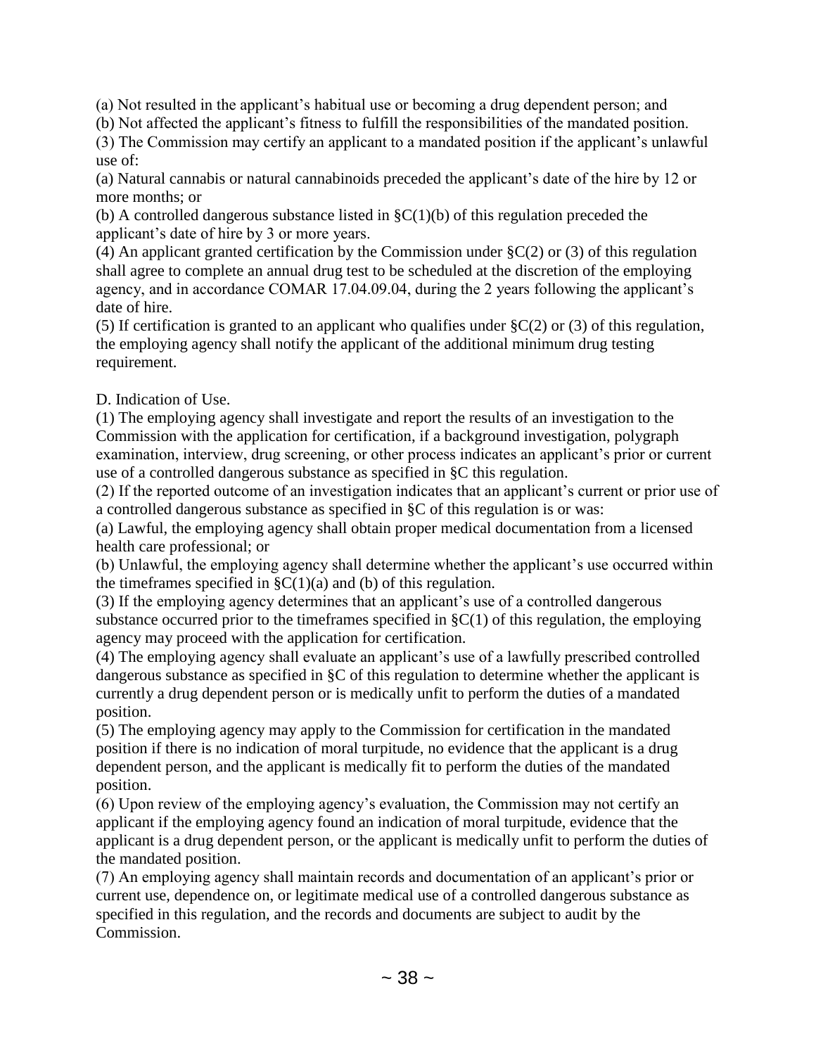(a) Not resulted in the applicant's habitual use or becoming a drug dependent person; and

(b) Not affected the applicant's fitness to fulfill the responsibilities of the mandated position.

(3) The Commission may certify an applicant to a mandated position if the applicant's unlawful use of:

(a) Natural cannabis or natural cannabinoids preceded the applicant's date of the hire by 12 or more months; or

(b) A controlled dangerous substance listed in §C(1)(b) of this regulation preceded the applicant's date of hire by 3 or more years.

(4) An applicant granted certification by the Commission under §C(2) or (3) of this regulation shall agree to complete an annual drug test to be scheduled at the discretion of the employing agency, and in accordance COMAR 17.04.09.04, during the 2 years following the applicant's date of hire.

(5) If certification is granted to an applicant who qualifies under §C(2) or (3) of this regulation, the employing agency shall notify the applicant of the additional minimum drug testing requirement.

D. Indication of Use.

(1) The employing agency shall investigate and report the results of an investigation to the Commission with the application for certification, if a background investigation, polygraph examination, interview, drug screening, or other process indicates an applicant's prior or current use of a controlled dangerous substance as specified in §C this regulation.

(2) If the reported outcome of an investigation indicates that an applicant's current or prior use of a controlled dangerous substance as specified in §C of this regulation is or was:

(a) Lawful, the employing agency shall obtain proper medical documentation from a licensed health care professional; or

(b) Unlawful, the employing agency shall determine whether the applicant's use occurred within the timeframes specified in §C(1)(a) and (b) of this regulation.

(3) If the employing agency determines that an applicant's use of a controlled dangerous substance occurred prior to the timeframes specified in §C(1) of this regulation, the employing agency may proceed with the application for certification.

(4) The employing agency shall evaluate an applicant's use of a lawfully prescribed controlled dangerous substance as specified in §C of this regulation to determine whether the applicant is currently a drug dependent person or is medically unfit to perform the duties of a mandated position.

(5) The employing agency may apply to the Commission for certification in the mandated position if there is no indication of moral turpitude, no evidence that the applicant is a drug dependent person, and the applicant is medically fit to perform the duties of the mandated position.

(6) Upon review of the employing agency's evaluation, the Commission may not certify an applicant if the employing agency found an indication of moral turpitude, evidence that the applicant is a drug dependent person, or the applicant is medically unfit to perform the duties of the mandated position.

(7) An employing agency shall maintain records and documentation of an applicant's prior or current use, dependence on, or legitimate medical use of a controlled dangerous substance as specified in this regulation, and the records and documents are subject to audit by the Commission.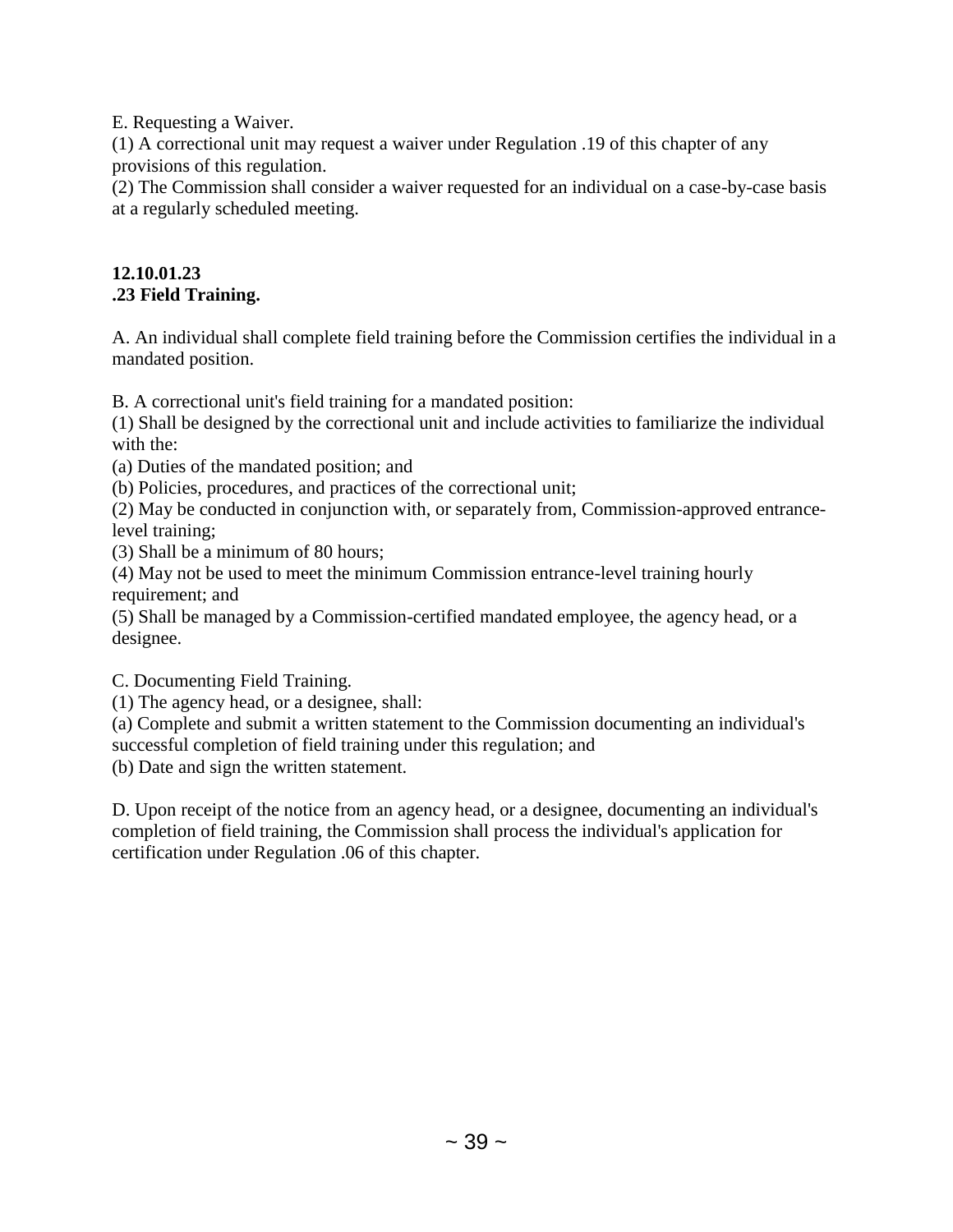E. Requesting a Waiver.

(1) A correctional unit may request a waiver under Regulation .19 of this chapter of any provisions of this regulation.

(2) The Commission shall consider a waiver requested for an individual on a case-by-case basis at a regularly scheduled meeting.

**12.10.01.23**
**.23 Field Training.**

A. An individual shall complete field training before the Commission certifies the individual in a mandated position.

B. A correctional unit's field training for a mandated position:

(1) Shall be designed by the correctional unit and include activities to familiarize the individual with the:

(a) Duties of the mandated position; and

(b) Policies, procedures, and practices of the correctional unit;

(2) May be conducted in conjunction with, or separately from, Commission-approved entrance-level training;

(3) Shall be a minimum of 80 hours;

(4) May not be used to meet the minimum Commission entrance-level training hourly requirement; and

(5) Shall be managed by a Commission-certified mandated employee, the agency head, or a designee.

C. Documenting Field Training.

(1) The agency head, or a designee, shall:

(a) Complete and submit a written statement to the Commission documenting an individual's successful completion of field training under this regulation; and

(b) Date and sign the written statement.

D. Upon receipt of the notice from an agency head, or a designee, documenting an individual's completion of field training, the Commission shall process the individual's application for certification under Regulation .06 of this chapter.